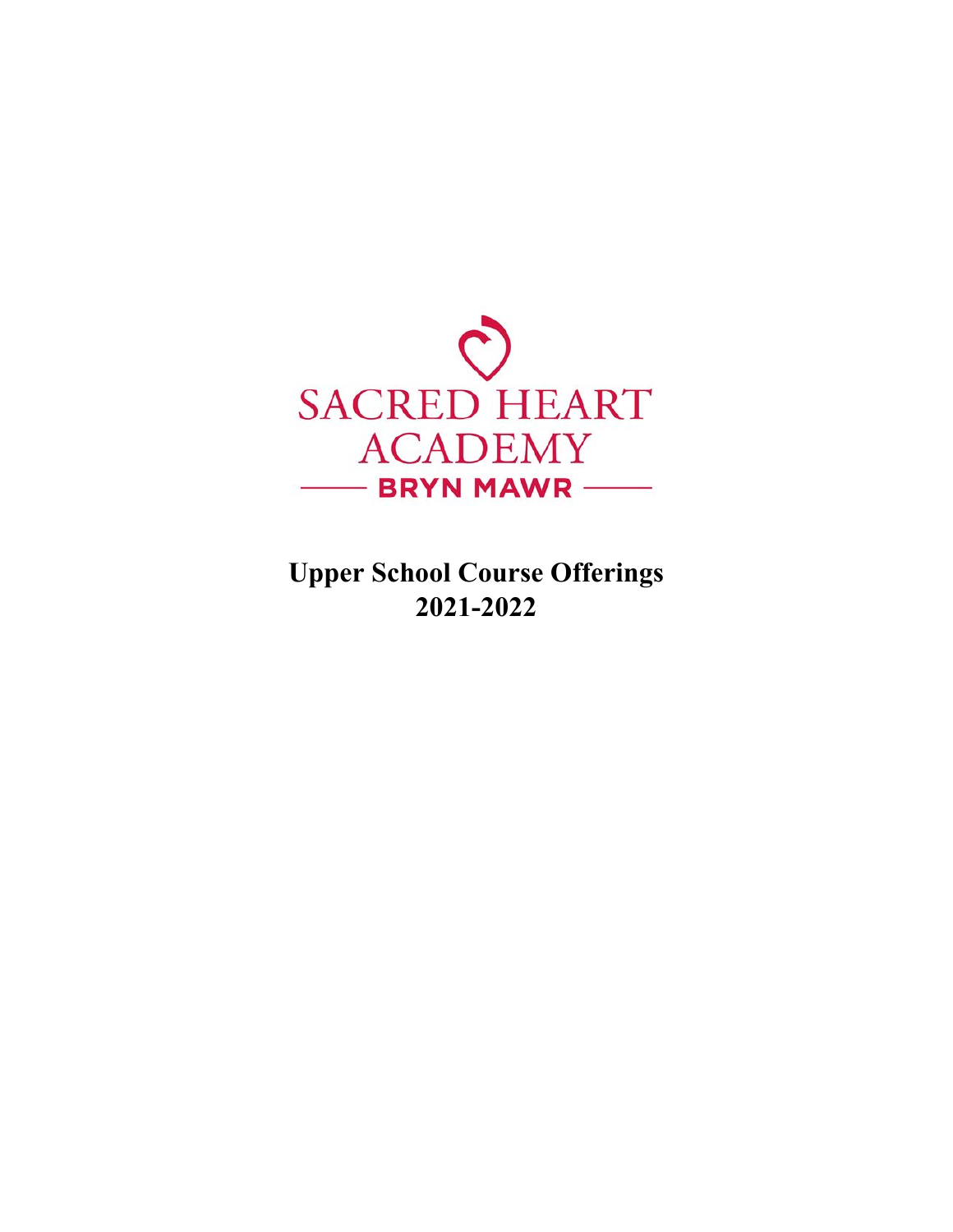SACRED HEART ACADEMY

BRYN MAWR

# Upper School Course Offerings 2021-2022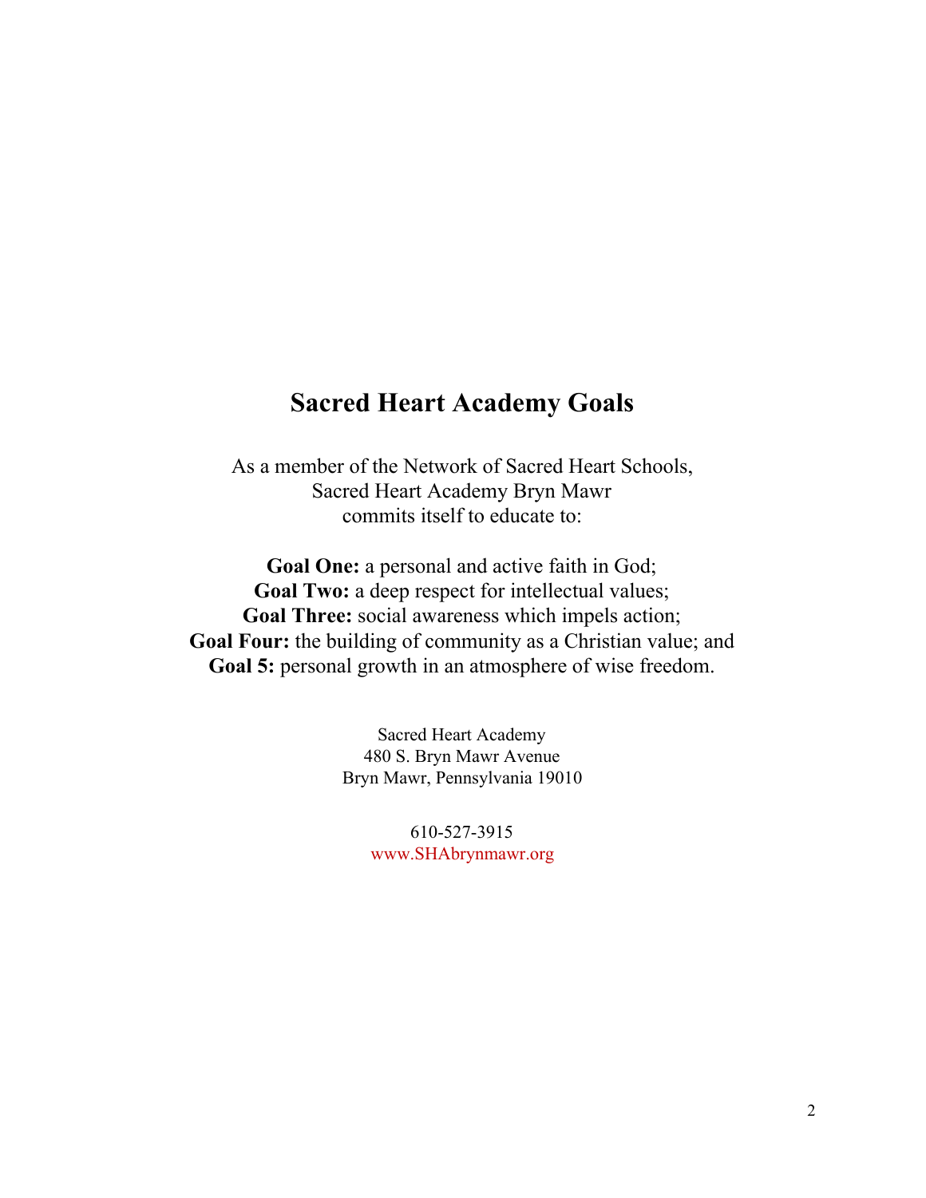# Sacred Heart Academy Goals

As a member of the Network of Sacred Heart Schools,
Sacred Heart Academy Bryn Mawr
commits itself to educate to:

**Goal One:** a personal and active faith in God;
**Goal Two:** a deep respect for intellectual values;
**Goal Three:** social awareness which impels action;
**Goal Four:** the building of community as a Christian value; and
**Goal 5:** personal growth in an atmosphere of wise freedom.

Sacred Heart Academy
480 S. Bryn Mawr Avenue
Bryn Mawr, Pennsylvania 19010

610-527-3915
www.SHAbrynmawr.org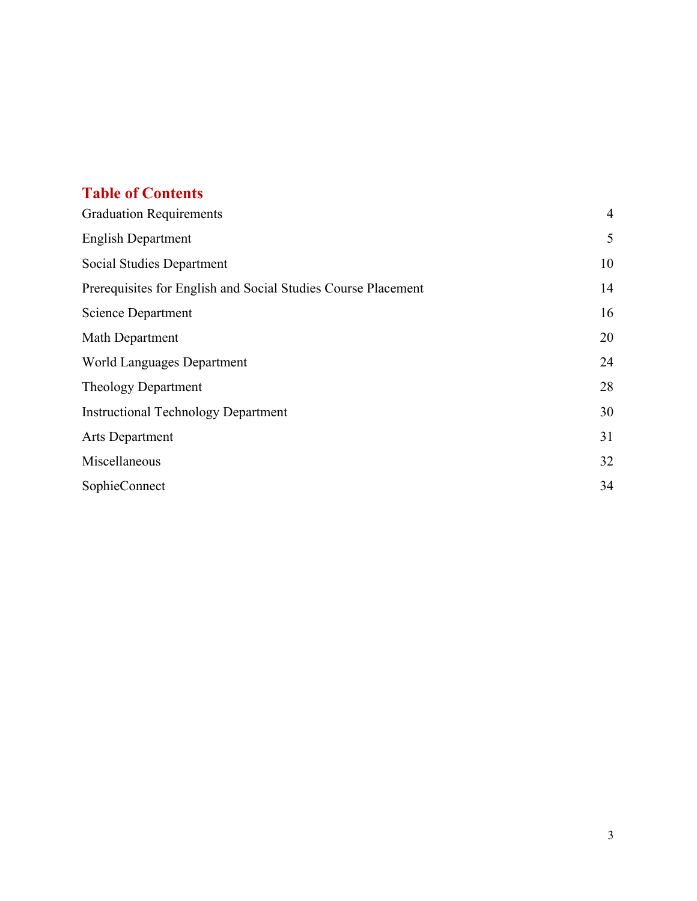## Table of Contents

| | |
|---|---|
| Graduation Requirements | 4 |
| English Department | 5 |
| Social Studies Department | 10 |
| Prerequisites for English and Social Studies Course Placement | 14 |
| Science Department | 16 |
| Math Department | 20 |
| World Languages Department | 24 |
| Theology Department | 28 |
| Instructional Technology Department | 30 |
| Arts Department | 31 |
| Miscellaneous | 32 |
| SophieConnect | 34 |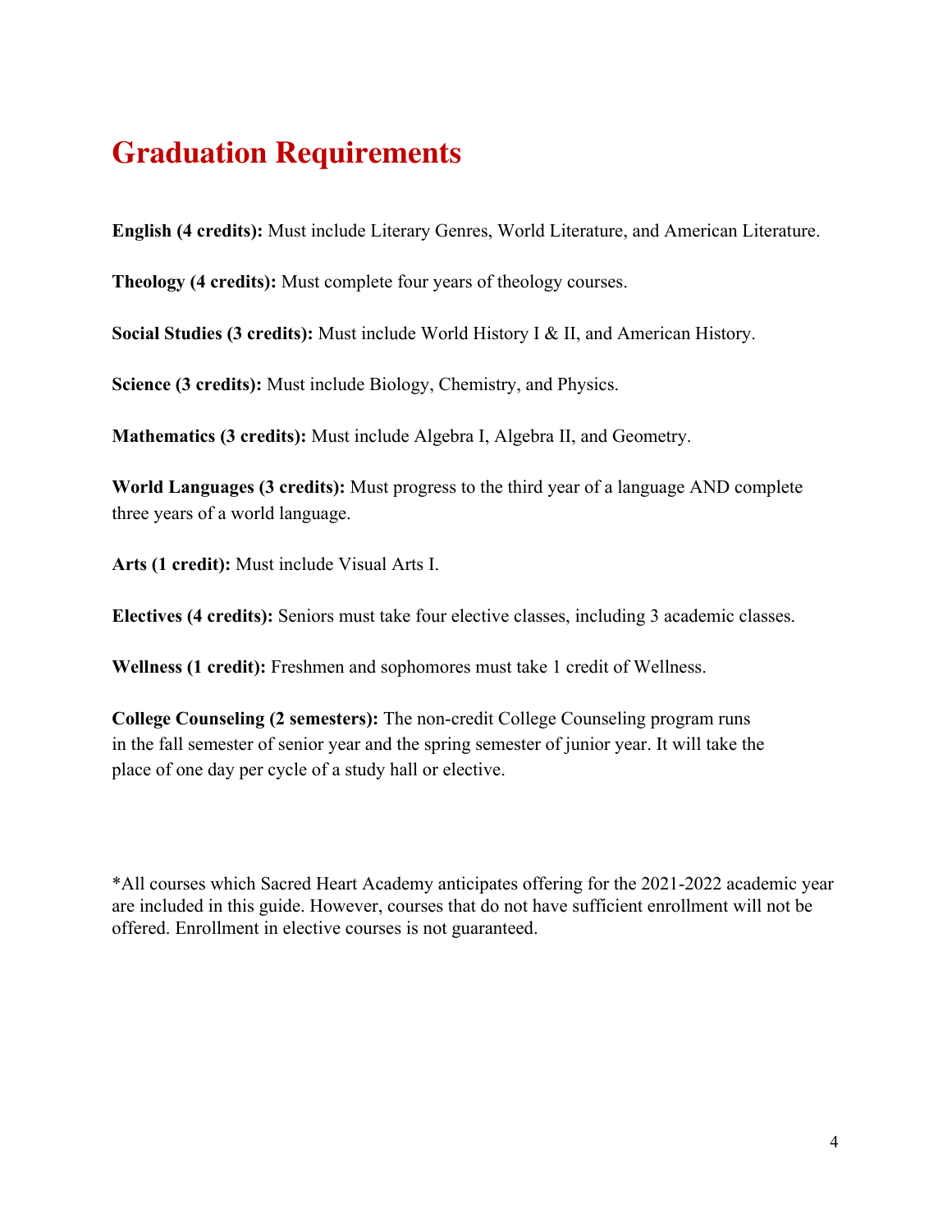# Graduation Requirements

**English (4 credits):** Must include Literary Genres, World Literature, and American Literature.

**Theology (4 credits):** Must complete four years of theology courses.

**Social Studies (3 credits):** Must include World History I & II, and American History.

**Science (3 credits):** Must include Biology, Chemistry, and Physics.

**Mathematics (3 credits):** Must include Algebra I, Algebra II, and Geometry.

**World Languages (3 credits):** Must progress to the third year of a language AND complete three years of a world language.

**Arts (1 credit):** Must include Visual Arts I.

**Electives (4 credits):** Seniors must take four elective classes, including 3 academic classes.

**Wellness (1 credit):** Freshmen and sophomores must take 1 credit of Wellness.

**College Counseling (2 semesters):** The non-credit College Counseling program runs in the fall semester of senior year and the spring semester of junior year. It will take the place of one day per cycle of a study hall or elective.

*All courses which Sacred Heart Academy anticipates offering for the 2021-2022 academic year are included in this guide. However, courses that do not have sufficient enrollment will not be offered. Enrollment in elective courses is not guaranteed.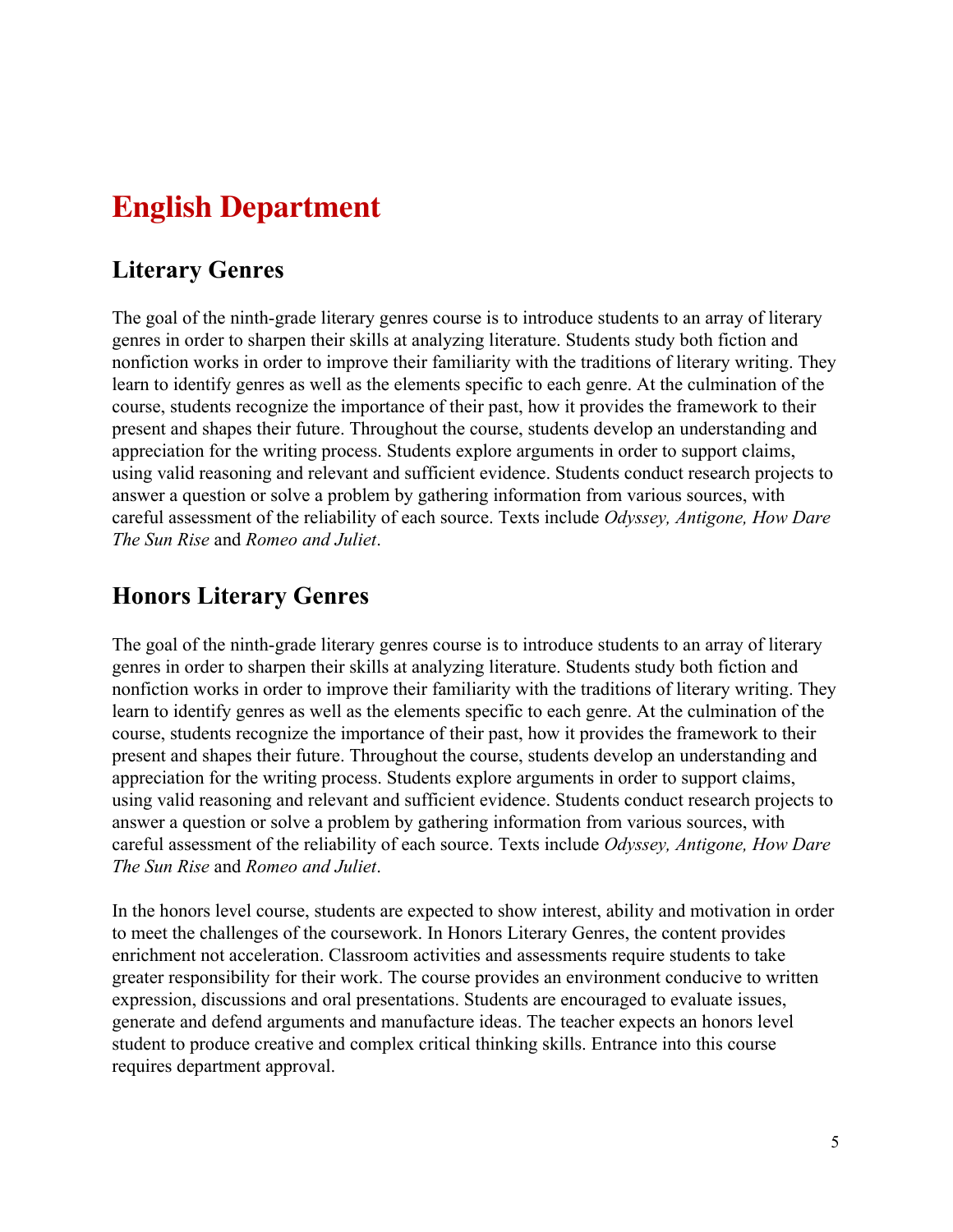# English Department

## Literary Genres

The goal of the ninth-grade literary genres course is to introduce students to an array of literary genres in order to sharpen their skills at analyzing literature. Students study both fiction and nonfiction works in order to improve their familiarity with the traditions of literary writing. They learn to identify genres as well as the elements specific to each genre. At the culmination of the course, students recognize the importance of their past, how it provides the framework to their present and shapes their future. Throughout the course, students develop an understanding and appreciation for the writing process. Students explore arguments in order to support claims, using valid reasoning and relevant and sufficient evidence. Students conduct research projects to answer a question or solve a problem by gathering information from various sources, with careful assessment of the reliability of each source. Texts include *Odyssey, Antigone, How Dare The Sun Rise* and *Romeo and Juliet*.

## Honors Literary Genres

The goal of the ninth-grade literary genres course is to introduce students to an array of literary genres in order to sharpen their skills at analyzing literature. Students study both fiction and nonfiction works in order to improve their familiarity with the traditions of literary writing. They learn to identify genres as well as the elements specific to each genre. At the culmination of the course, students recognize the importance of their past, how it provides the framework to their present and shapes their future. Throughout the course, students develop an understanding and appreciation for the writing process. Students explore arguments in order to support claims, using valid reasoning and relevant and sufficient evidence. Students conduct research projects to answer a question or solve a problem by gathering information from various sources, with careful assessment of the reliability of each source. Texts include *Odyssey, Antigone, How Dare The Sun Rise* and *Romeo and Juliet*.

In the honors level course, students are expected to show interest, ability and motivation in order to meet the challenges of the coursework. In Honors Literary Genres, the content provides enrichment not acceleration. Classroom activities and assessments require students to take greater responsibility for their work. The course provides an environment conducive to written expression, discussions and oral presentations. Students are encouraged to evaluate issues, generate and defend arguments and manufacture ideas. The teacher expects an honors level student to produce creative and complex critical thinking skills. Entrance into this course requires department approval.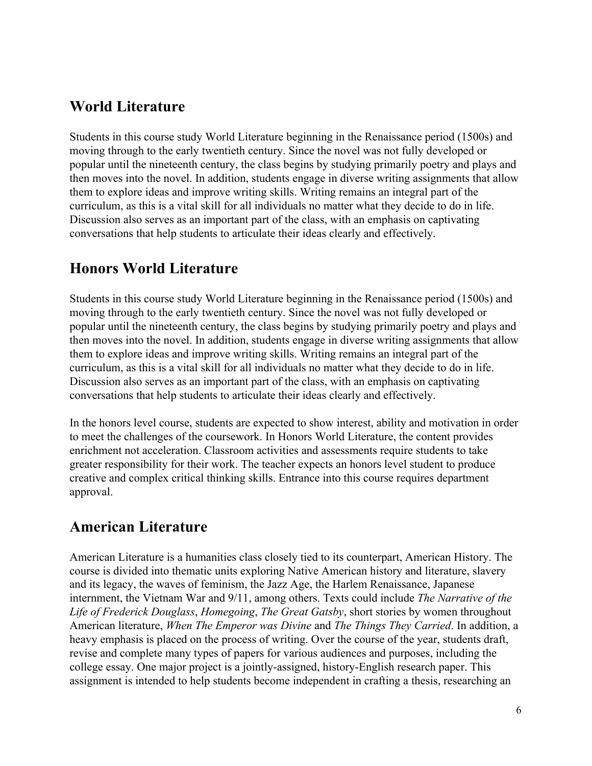## World Literature

Students in this course study World Literature beginning in the Renaissance period (1500s) and moving through to the early twentieth century. Since the novel was not fully developed or popular until the nineteenth century, the class begins by studying primarily poetry and plays and then moves into the novel. In addition, students engage in diverse writing assignments that allow them to explore ideas and improve writing skills. Writing remains an integral part of the curriculum, as this is a vital skill for all individuals no matter what they decide to do in life. Discussion also serves as an important part of the class, with an emphasis on captivating conversations that help students to articulate their ideas clearly and effectively.

## Honors World Literature

Students in this course study World Literature beginning in the Renaissance period (1500s) and moving through to the early twentieth century. Since the novel was not fully developed or popular until the nineteenth century, the class begins by studying primarily poetry and plays and then moves into the novel. In addition, students engage in diverse writing assignments that allow them to explore ideas and improve writing skills. Writing remains an integral part of the curriculum, as this is a vital skill for all individuals no matter what they decide to do in life. Discussion also serves as an important part of the class, with an emphasis on captivating conversations that help students to articulate their ideas clearly and effectively.

In the honors level course, students are expected to show interest, ability and motivation in order to meet the challenges of the coursework. In Honors World Literature, the content provides enrichment not acceleration. Classroom activities and assessments require students to take greater responsibility for their work. The teacher expects an honors level student to produce creative and complex critical thinking skills. Entrance into this course requires department approval.

## American Literature

American Literature is a humanities class closely tied to its counterpart, American History. The course is divided into thematic units exploring Native American history and literature, slavery and its legacy, the waves of feminism, the Jazz Age, the Harlem Renaissance, Japanese internment, the Vietnam War and 9/11, among others. Texts could include *The Narrative of the Life of Frederick Douglass*, *Homegoing*, *The Great Gatsby*, short stories by women throughout American literature, *When The Emperor was Divine* and *The Things They Carried*. In addition, a heavy emphasis is placed on the process of writing. Over the course of the year, students draft, revise and complete many types of papers for various audiences and purposes, including the college essay. One major project is a jointly-assigned, history-English research paper. This assignment is intended to help students become independent in crafting a thesis, researching an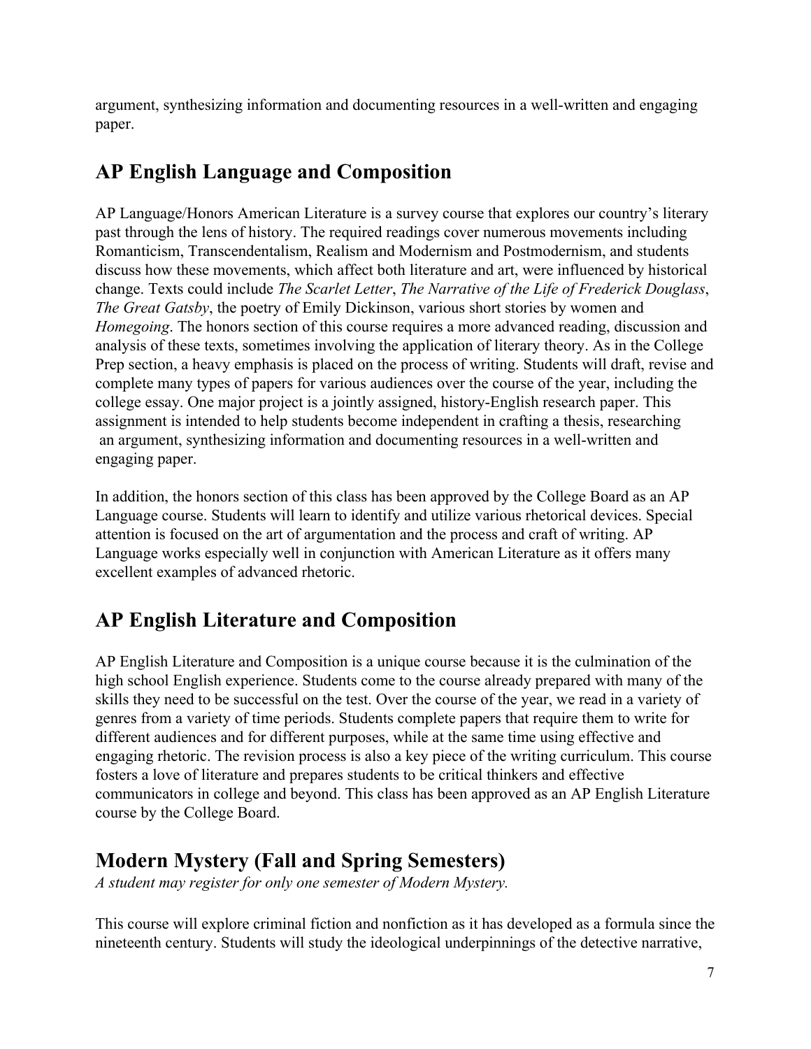argument, synthesizing information and documenting resources in a well-written and engaging paper.

## AP English Language and Composition

AP Language/Honors American Literature is a survey course that explores our country's literary past through the lens of history. The required readings cover numerous movements including Romanticism, Transcendentalism, Realism and Modernism and Postmodernism, and students discuss how these movements, which affect both literature and art, were influenced by historical change. Texts could include *The Scarlet Letter*, *The Narrative of the Life of Frederick Douglass*, *The Great Gatsby*, the poetry of Emily Dickinson, various short stories by women and *Homegoing*. The honors section of this course requires a more advanced reading, discussion and analysis of these texts, sometimes involving the application of literary theory. As in the College Prep section, a heavy emphasis is placed on the process of writing. Students will draft, revise and complete many types of papers for various audiences over the course of the year, including the college essay. One major project is a jointly assigned, history-English research paper. This assignment is intended to help students become independent in crafting a thesis, researching an argument, synthesizing information and documenting resources in a well-written and engaging paper.

In addition, the honors section of this class has been approved by the College Board as an AP Language course. Students will learn to identify and utilize various rhetorical devices. Special attention is focused on the art of argumentation and the process and craft of writing. AP Language works especially well in conjunction with American Literature as it offers many excellent examples of advanced rhetoric.

## AP English Literature and Composition

AP English Literature and Composition is a unique course because it is the culmination of the high school English experience. Students come to the course already prepared with many of the skills they need to be successful on the test. Over the course of the year, we read in a variety of genres from a variety of time periods. Students complete papers that require them to write for different audiences and for different purposes, while at the same time using effective and engaging rhetoric. The revision process is also a key piece of the writing curriculum. This course fosters a love of literature and prepares students to be critical thinkers and effective communicators in college and beyond. This class has been approved as an AP English Literature course by the College Board.

## Modern Mystery (Fall and Spring Semesters)

*A student may register for only one semester of Modern Mystery.*

This course will explore criminal fiction and nonfiction as it has developed as a formula since the nineteenth century. Students will study the ideological underpinnings of the detective narrative,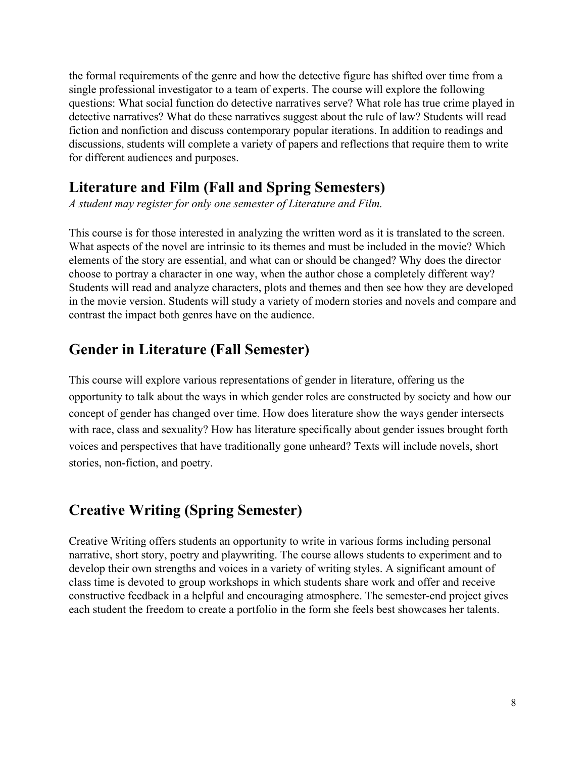the formal requirements of the genre and how the detective figure has shifted over time from a single professional investigator to a team of experts. The course will explore the following questions: What social function do detective narratives serve? What role has true crime played in detective narratives? What do these narratives suggest about the rule of law? Students will read fiction and nonfiction and discuss contemporary popular iterations. In addition to readings and discussions, students will complete a variety of papers and reflections that require them to write for different audiences and purposes.

## Literature and Film (Fall and Spring Semesters)

*A student may register for only one semester of Literature and Film.*

This course is for those interested in analyzing the written word as it is translated to the screen. What aspects of the novel are intrinsic to its themes and must be included in the movie? Which elements of the story are essential, and what can or should be changed? Why does the director choose to portray a character in one way, when the author chose a completely different way? Students will read and analyze characters, plots and themes and then see how they are developed in the movie version. Students will study a variety of modern stories and novels and compare and contrast the impact both genres have on the audience.

## Gender in Literature (Fall Semester)

This course will explore various representations of gender in literature, offering us the opportunity to talk about the ways in which gender roles are constructed by society and how our concept of gender has changed over time. How does literature show the ways gender intersects with race, class and sexuality? How has literature specifically about gender issues brought forth voices and perspectives that have traditionally gone unheard? Texts will include novels, short stories, non-fiction, and poetry.

## Creative Writing (Spring Semester)

Creative Writing offers students an opportunity to write in various forms including personal narrative, short story, poetry and playwriting. The course allows students to experiment and to develop their own strengths and voices in a variety of writing styles. A significant amount of class time is devoted to group workshops in which students share work and offer and receive constructive feedback in a helpful and encouraging atmosphere. The semester-end project gives each student the freedom to create a portfolio in the form she feels best showcases her talents.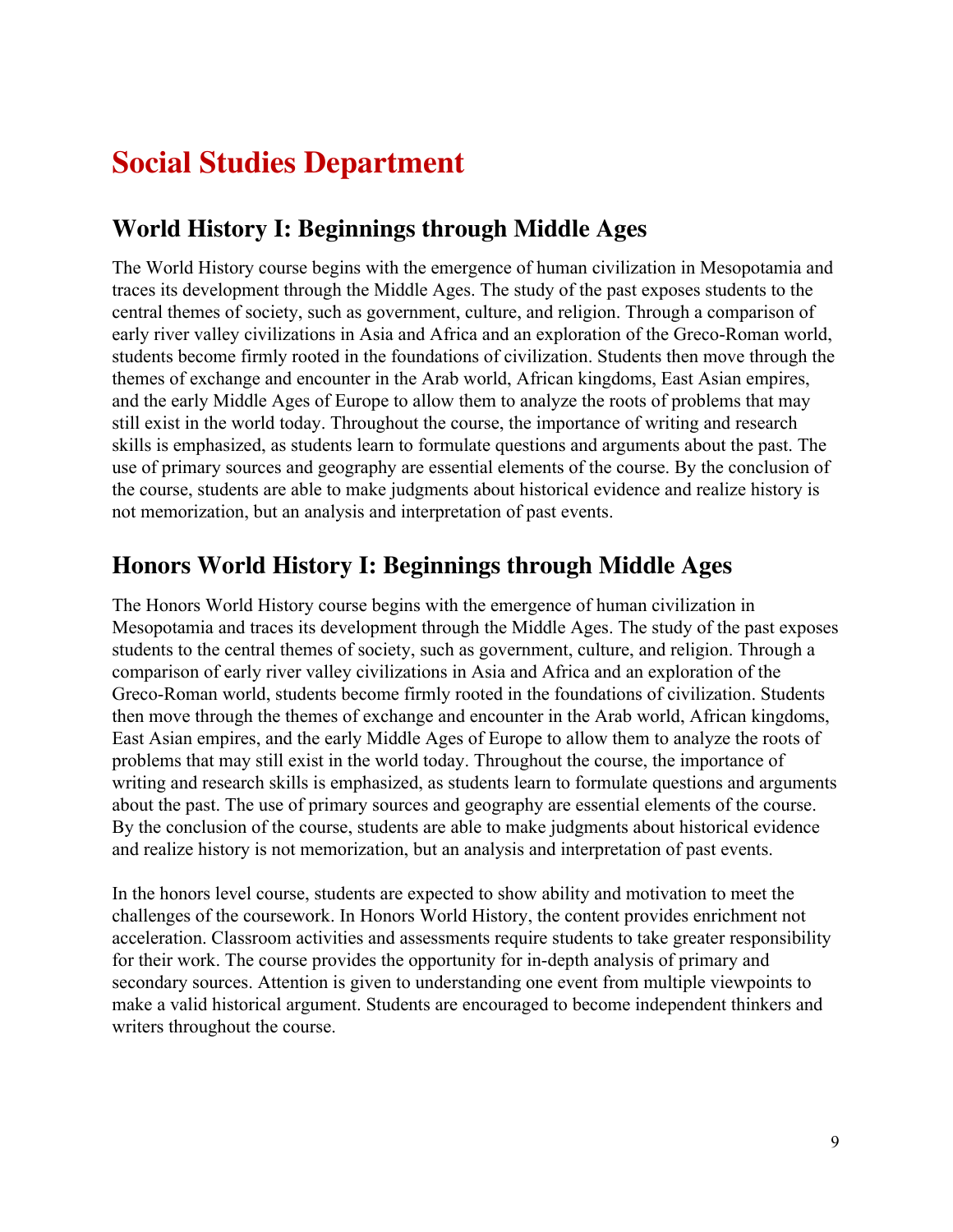# Social Studies Department

## World History I: Beginnings through Middle Ages

The World History course begins with the emergence of human civilization in Mesopotamia and traces its development through the Middle Ages. The study of the past exposes students to the central themes of society, such as government, culture, and religion. Through a comparison of early river valley civilizations in Asia and Africa and an exploration of the Greco-Roman world, students become firmly rooted in the foundations of civilization. Students then move through the themes of exchange and encounter in the Arab world, African kingdoms, East Asian empires, and the early Middle Ages of Europe to allow them to analyze the roots of problems that may still exist in the world today. Throughout the course, the importance of writing and research skills is emphasized, as students learn to formulate questions and arguments about the past. The use of primary sources and geography are essential elements of the course. By the conclusion of the course, students are able to make judgments about historical evidence and realize history is not memorization, but an analysis and interpretation of past events.

## Honors World History I: Beginnings through Middle Ages

The Honors World History course begins with the emergence of human civilization in Mesopotamia and traces its development through the Middle Ages. The study of the past exposes students to the central themes of society, such as government, culture, and religion. Through a comparison of early river valley civilizations in Asia and Africa and an exploration of the Greco-Roman world, students become firmly rooted in the foundations of civilization. Students then move through the themes of exchange and encounter in the Arab world, African kingdoms, East Asian empires, and the early Middle Ages of Europe to allow them to analyze the roots of problems that may still exist in the world today. Throughout the course, the importance of writing and research skills is emphasized, as students learn to formulate questions and arguments about the past. The use of primary sources and geography are essential elements of the course. By the conclusion of the course, students are able to make judgments about historical evidence and realize history is not memorization, but an analysis and interpretation of past events.

In the honors level course, students are expected to show ability and motivation to meet the challenges of the coursework. In Honors World History, the content provides enrichment not acceleration. Classroom activities and assessments require students to take greater responsibility for their work. The course provides the opportunity for in-depth analysis of primary and secondary sources. Attention is given to understanding one event from multiple viewpoints to make a valid historical argument. Students are encouraged to become independent thinkers and writers throughout the course.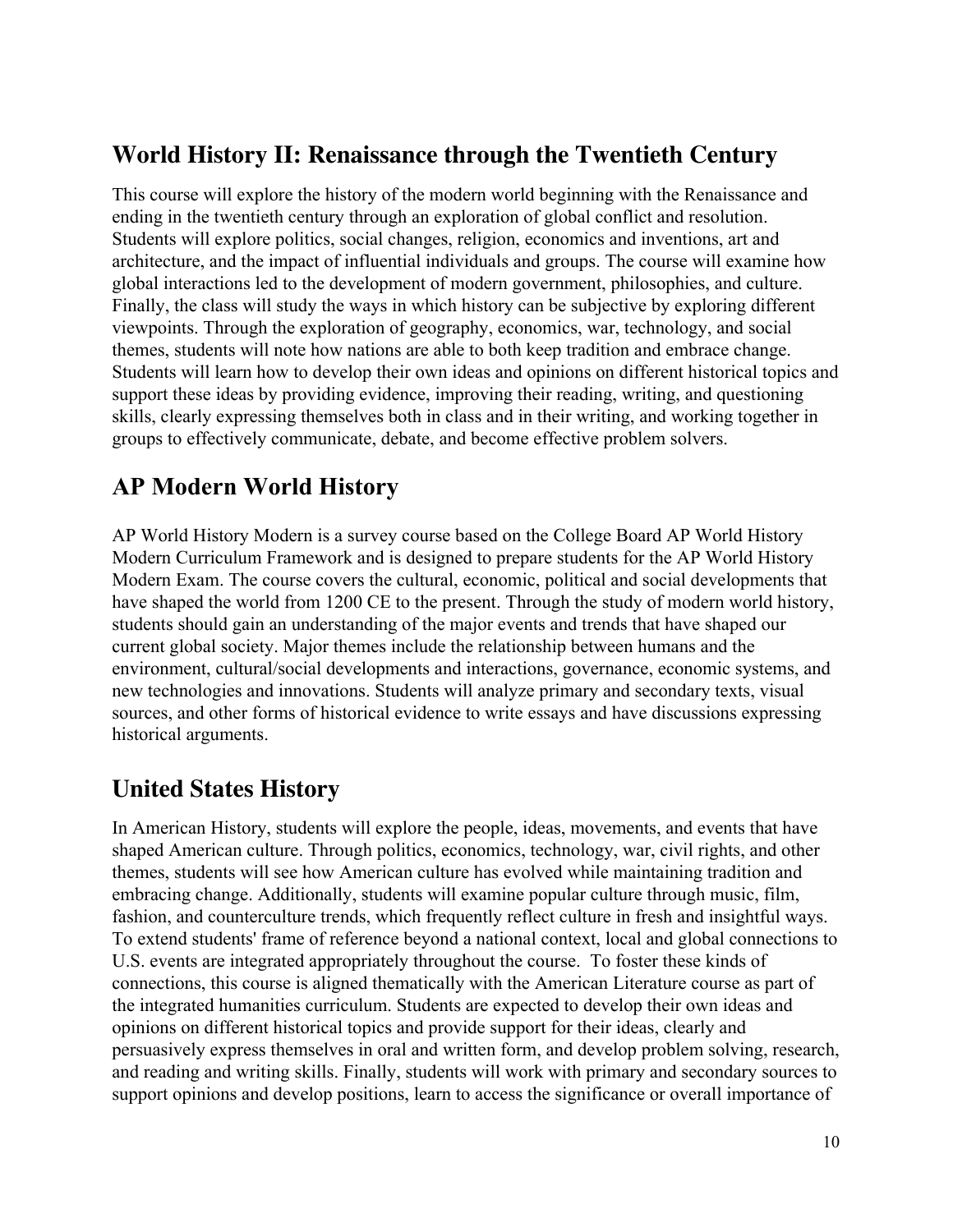## World History II: Renaissance through the Twentieth Century

This course will explore the history of the modern world beginning with the Renaissance and ending in the twentieth century through an exploration of global conflict and resolution. Students will explore politics, social changes, religion, economics and inventions, art and architecture, and the impact of influential individuals and groups. The course will examine how global interactions led to the development of modern government, philosophies, and culture. Finally, the class will study the ways in which history can be subjective by exploring different viewpoints. Through the exploration of geography, economics, war, technology, and social themes, students will note how nations are able to both keep tradition and embrace change. Students will learn how to develop their own ideas and opinions on different historical topics and support these ideas by providing evidence, improving their reading, writing, and questioning skills, clearly expressing themselves both in class and in their writing, and working together in groups to effectively communicate, debate, and become effective problem solvers.

## AP Modern World History

AP World History Modern is a survey course based on the College Board AP World History Modern Curriculum Framework and is designed to prepare students for the AP World History Modern Exam. The course covers the cultural, economic, political and social developments that have shaped the world from 1200 CE to the present. Through the study of modern world history, students should gain an understanding of the major events and trends that have shaped our current global society. Major themes include the relationship between humans and the environment, cultural/social developments and interactions, governance, economic systems, and new technologies and innovations. Students will analyze primary and secondary texts, visual sources, and other forms of historical evidence to write essays and have discussions expressing historical arguments.

## United States History

In American History, students will explore the people, ideas, movements, and events that have shaped American culture. Through politics, economics, technology, war, civil rights, and other themes, students will see how American culture has evolved while maintaining tradition and embracing change. Additionally, students will examine popular culture through music, film, fashion, and counterculture trends, which frequently reflect culture in fresh and insightful ways. To extend students' frame of reference beyond a national context, local and global connections to U.S. events are integrated appropriately throughout the course. To foster these kinds of connections, this course is aligned thematically with the American Literature course as part of the integrated humanities curriculum. Students are expected to develop their own ideas and opinions on different historical topics and provide support for their ideas, clearly and persuasively express themselves in oral and written form, and develop problem solving, research, and reading and writing skills. Finally, students will work with primary and secondary sources to support opinions and develop positions, learn to access the significance or overall importance of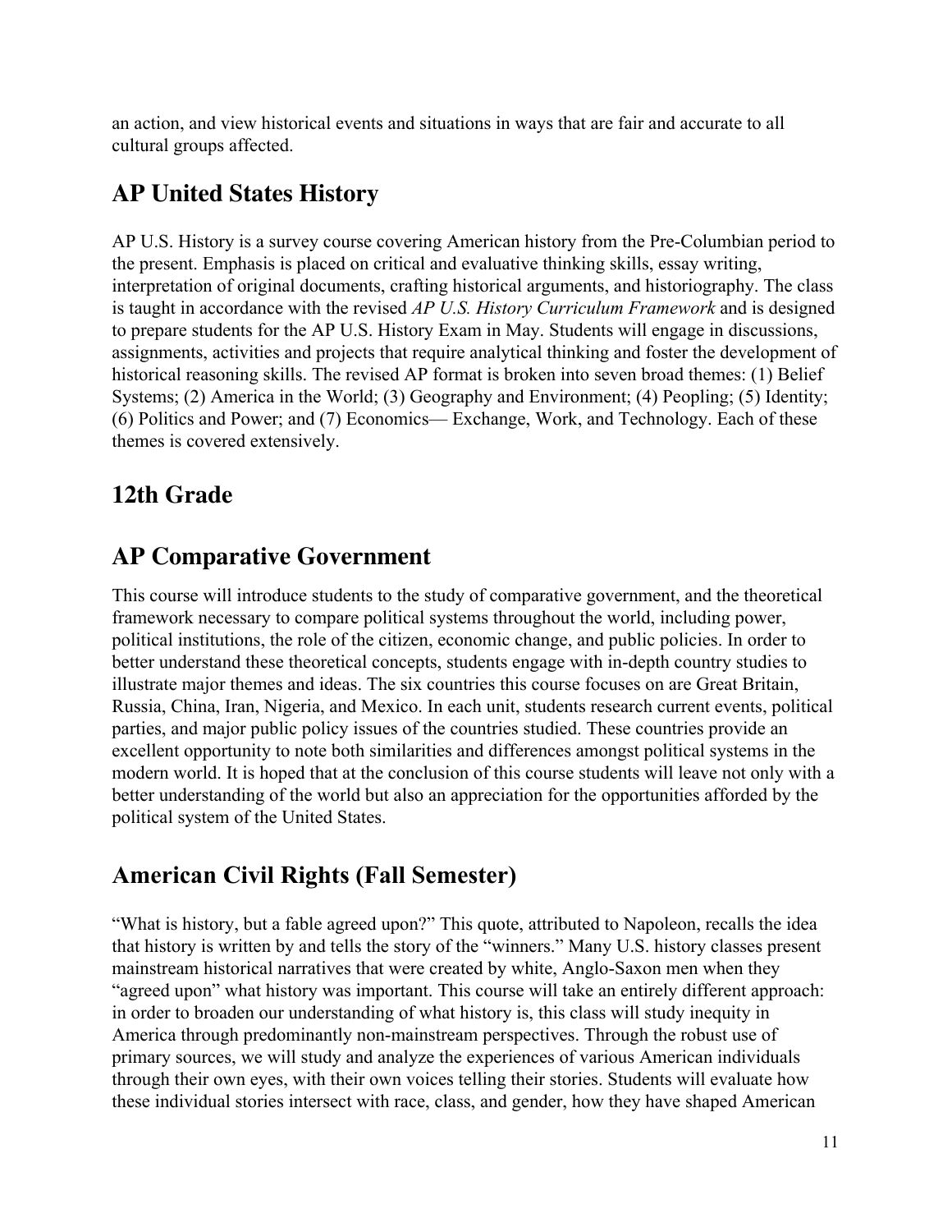an action, and view historical events and situations in ways that are fair and accurate to all cultural groups affected.

## AP United States History

AP U.S. History is a survey course covering American history from the Pre-Columbian period to the present. Emphasis is placed on critical and evaluative thinking skills, essay writing, interpretation of original documents, crafting historical arguments, and historiography. The class is taught in accordance with the revised *AP U.S. History Curriculum Framework* and is designed to prepare students for the AP U.S. History Exam in May. Students will engage in discussions, assignments, activities and projects that require analytical thinking and foster the development of historical reasoning skills. The revised AP format is broken into seven broad themes: (1) Belief Systems; (2) America in the World; (3) Geography and Environment; (4) Peopling; (5) Identity; (6) Politics and Power; and (7) Economics— Exchange, Work, and Technology. Each of these themes is covered extensively.

## 12th Grade

## AP Comparative Government

This course will introduce students to the study of comparative government, and the theoretical framework necessary to compare political systems throughout the world, including power, political institutions, the role of the citizen, economic change, and public policies. In order to better understand these theoretical concepts, students engage with in-depth country studies to illustrate major themes and ideas. The six countries this course focuses on are Great Britain, Russia, China, Iran, Nigeria, and Mexico. In each unit, students research current events, political parties, and major public policy issues of the countries studied. These countries provide an excellent opportunity to note both similarities and differences amongst political systems in the modern world. It is hoped that at the conclusion of this course students will leave not only with a better understanding of the world but also an appreciation for the opportunities afforded by the political system of the United States.

## American Civil Rights (Fall Semester)

"What is history, but a fable agreed upon?" This quote, attributed to Napoleon, recalls the idea that history is written by and tells the story of the "winners." Many U.S. history classes present mainstream historical narratives that were created by white, Anglo-Saxon men when they "agreed upon" what history was important. This course will take an entirely different approach: in order to broaden our understanding of what history is, this class will study inequity in America through predominantly non-mainstream perspectives. Through the robust use of primary sources, we will study and analyze the experiences of various American individuals through their own eyes, with their own voices telling their stories. Students will evaluate how these individual stories intersect with race, class, and gender, how they have shaped American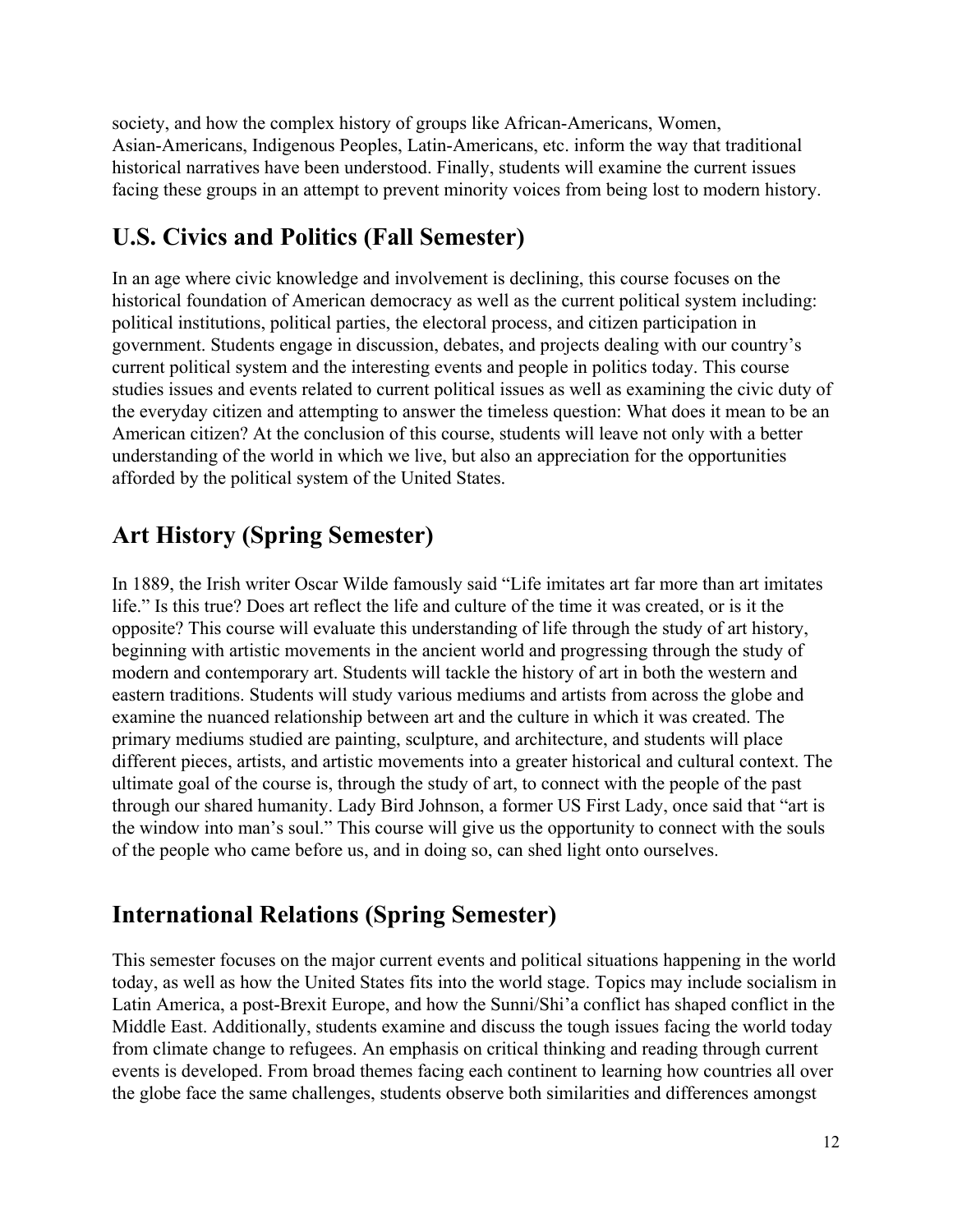society, and how the complex history of groups like African-Americans, Women, Asian-Americans, Indigenous Peoples, Latin-Americans, etc. inform the way that traditional historical narratives have been understood. Finally, students will examine the current issues facing these groups in an attempt to prevent minority voices from being lost to modern history.

## U.S. Civics and Politics (Fall Semester)

In an age where civic knowledge and involvement is declining, this course focuses on the historical foundation of American democracy as well as the current political system including: political institutions, political parties, the electoral process, and citizen participation in government. Students engage in discussion, debates, and projects dealing with our country's current political system and the interesting events and people in politics today. This course studies issues and events related to current political issues as well as examining the civic duty of the everyday citizen and attempting to answer the timeless question: What does it mean to be an American citizen? At the conclusion of this course, students will leave not only with a better understanding of the world in which we live, but also an appreciation for the opportunities afforded by the political system of the United States.

## Art History (Spring Semester)

In 1889, the Irish writer Oscar Wilde famously said "Life imitates art far more than art imitates life." Is this true? Does art reflect the life and culture of the time it was created, or is it the opposite? This course will evaluate this understanding of life through the study of art history, beginning with artistic movements in the ancient world and progressing through the study of modern and contemporary art. Students will tackle the history of art in both the western and eastern traditions. Students will study various mediums and artists from across the globe and examine the nuanced relationship between art and the culture in which it was created. The primary mediums studied are painting, sculpture, and architecture, and students will place different pieces, artists, and artistic movements into a greater historical and cultural context. The ultimate goal of the course is, through the study of art, to connect with the people of the past through our shared humanity. Lady Bird Johnson, a former US First Lady, once said that "art is the window into man's soul." This course will give us the opportunity to connect with the souls of the people who came before us, and in doing so, can shed light onto ourselves.

## International Relations (Spring Semester)

This semester focuses on the major current events and political situations happening in the world today, as well as how the United States fits into the world stage. Topics may include socialism in Latin America, a post-Brexit Europe, and how the Sunni/Shi'a conflict has shaped conflict in the Middle East. Additionally, students examine and discuss the tough issues facing the world today from climate change to refugees. An emphasis on critical thinking and reading through current events is developed. From broad themes facing each continent to learning how countries all over the globe face the same challenges, students observe both similarities and differences amongst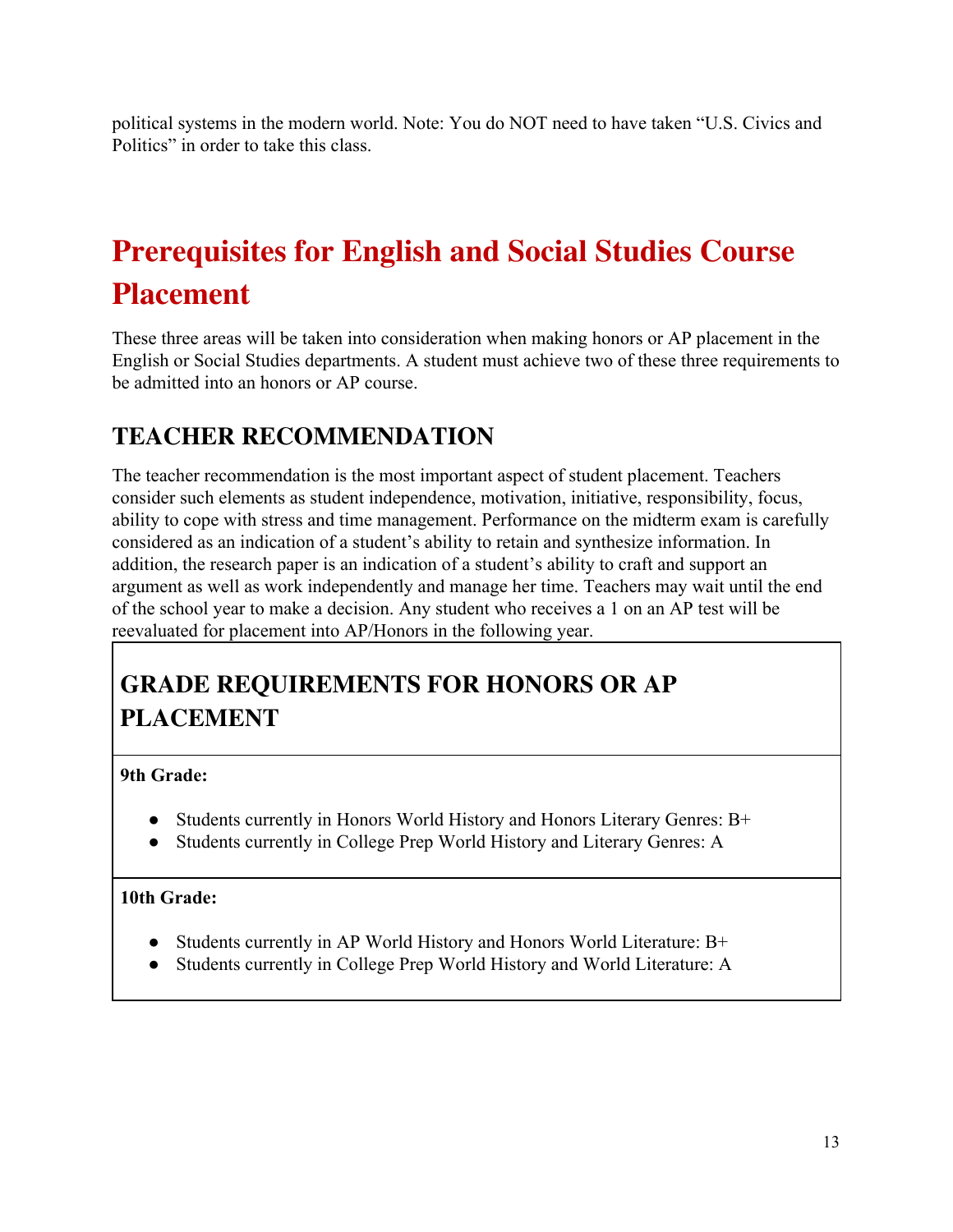political systems in the modern world. Note: You do NOT need to have taken "U.S. Civics and Politics" in order to take this class.

# Prerequisites for English and Social Studies Course Placement

These three areas will be taken into consideration when making honors or AP placement in the English or Social Studies departments. A student must achieve two of these three requirements to be admitted into an honors or AP course.

## TEACHER RECOMMENDATION

The teacher recommendation is the most important aspect of student placement. Teachers consider such elements as student independence, motivation, initiative, responsibility, focus, ability to cope with stress and time management. Performance on the midterm exam is carefully considered as an indication of a student's ability to retain and synthesize information. In addition, the research paper is an indication of a student's ability to craft and support an argument as well as work independently and manage her time. Teachers may wait until the end of the school year to make a decision. Any student who receives a 1 on an AP test will be reevaluated for placement into AP/Honors in the following year.

## GRADE REQUIREMENTS FOR HONORS OR AP PLACEMENT

**9th Grade:**

- Students currently in Honors World History and Honors Literary Genres: B+
- Students currently in College Prep World History and Literary Genres: A

**10th Grade:**

- Students currently in AP World History and Honors World Literature: B+
- Students currently in College Prep World History and World Literature: A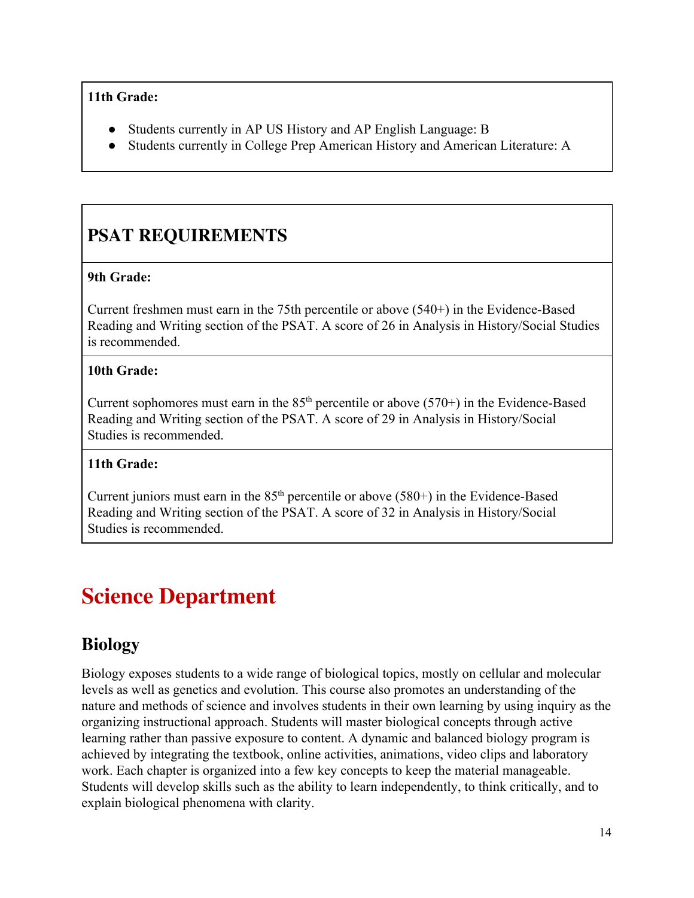**11th Grade:**

- Students currently in AP US History and AP English Language: B
- Students currently in College Prep American History and American Literature: A

## PSAT REQUIREMENTS

**9th Grade:**

Current freshmen must earn in the 75th percentile or above (540+) in the Evidence-Based Reading and Writing section of the PSAT. A score of 26 in Analysis in History/Social Studies is recommended.

**10th Grade:**

Current sophomores must earn in the 85th percentile or above (570+) in the Evidence-Based Reading and Writing section of the PSAT. A score of 29 in Analysis in History/Social Studies is recommended.

**11th Grade:**

Current juniors must earn in the 85th percentile or above (580+) in the Evidence-Based Reading and Writing section of the PSAT. A score of 32 in Analysis in History/Social Studies is recommended.

# Science Department

## Biology

Biology exposes students to a wide range of biological topics, mostly on cellular and molecular levels as well as genetics and evolution. This course also promotes an understanding of the nature and methods of science and involves students in their own learning by using inquiry as the organizing instructional approach. Students will master biological concepts through active learning rather than passive exposure to content. A dynamic and balanced biology program is achieved by integrating the textbook, online activities, animations, video clips and laboratory work. Each chapter is organized into a few key concepts to keep the material manageable. Students will develop skills such as the ability to learn independently, to think critically, and to explain biological phenomena with clarity.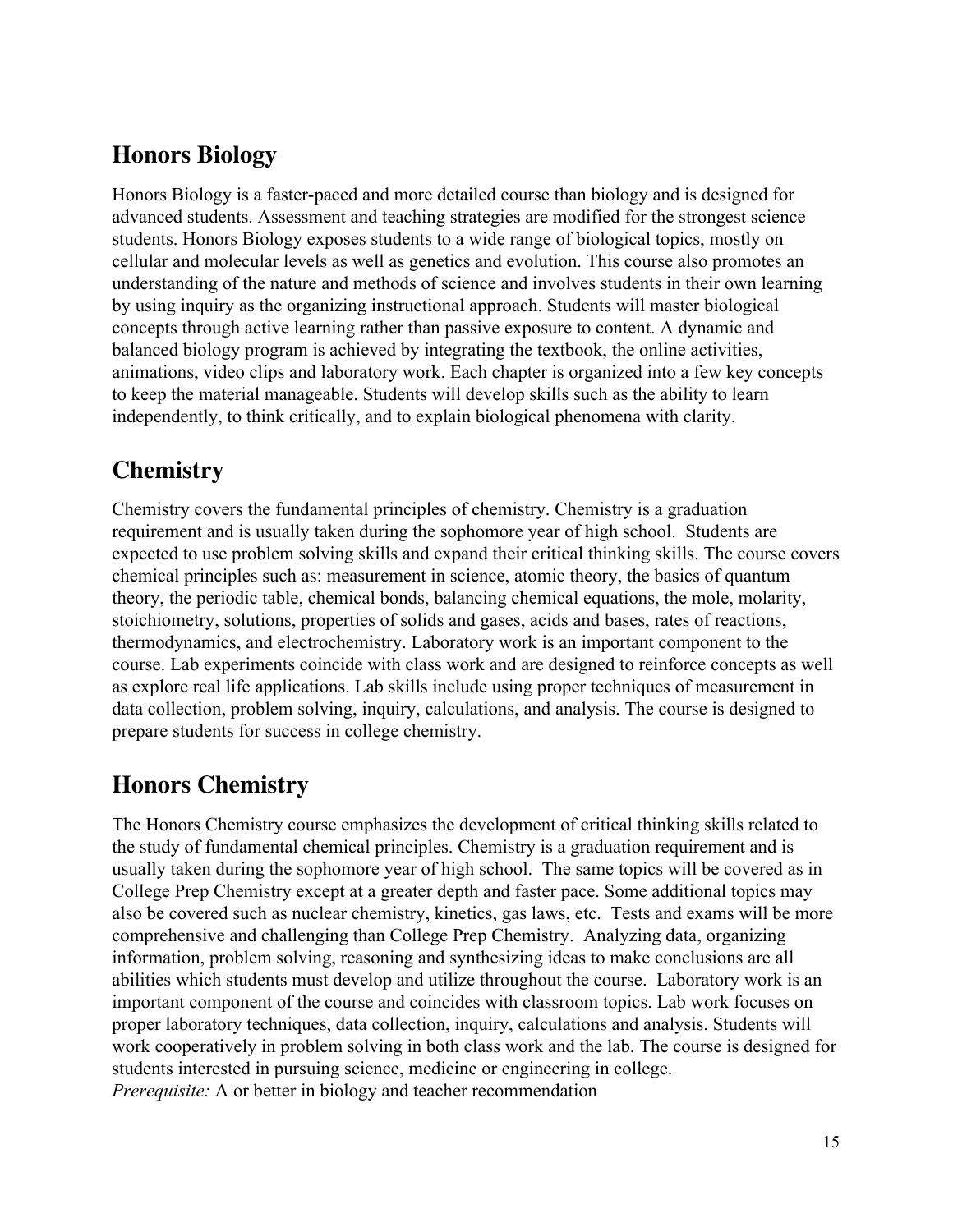## Honors Biology

Honors Biology is a faster-paced and more detailed course than biology and is designed for advanced students. Assessment and teaching strategies are modified for the strongest science students. Honors Biology exposes students to a wide range of biological topics, mostly on cellular and molecular levels as well as genetics and evolution. This course also promotes an understanding of the nature and methods of science and involves students in their own learning by using inquiry as the organizing instructional approach. Students will master biological concepts through active learning rather than passive exposure to content. A dynamic and balanced biology program is achieved by integrating the textbook, the online activities, animations, video clips and laboratory work. Each chapter is organized into a few key concepts to keep the material manageable. Students will develop skills such as the ability to learn independently, to think critically, and to explain biological phenomena with clarity.

## Chemistry

Chemistry covers the fundamental principles of chemistry. Chemistry is a graduation requirement and is usually taken during the sophomore year of high school. Students are expected to use problem solving skills and expand their critical thinking skills. The course covers chemical principles such as: measurement in science, atomic theory, the basics of quantum theory, the periodic table, chemical bonds, balancing chemical equations, the mole, molarity, stoichiometry, solutions, properties of solids and gases, acids and bases, rates of reactions, thermodynamics, and electrochemistry. Laboratory work is an important component to the course. Lab experiments coincide with class work and are designed to reinforce concepts as well as explore real life applications. Lab skills include using proper techniques of measurement in data collection, problem solving, inquiry, calculations, and analysis. The course is designed to prepare students for success in college chemistry.

## Honors Chemistry

The Honors Chemistry course emphasizes the development of critical thinking skills related to the study of fundamental chemical principles. Chemistry is a graduation requirement and is usually taken during the sophomore year of high school. The same topics will be covered as in College Prep Chemistry except at a greater depth and faster pace. Some additional topics may also be covered such as nuclear chemistry, kinetics, gas laws, etc. Tests and exams will be more comprehensive and challenging than College Prep Chemistry. Analyzing data, organizing information, problem solving, reasoning and synthesizing ideas to make conclusions are all abilities which students must develop and utilize throughout the course. Laboratory work is an important component of the course and coincides with classroom topics. Lab work focuses on proper laboratory techniques, data collection, inquiry, calculations and analysis. Students will work cooperatively in problem solving in both class work and the lab. The course is designed for students interested in pursuing science, medicine or engineering in college.
*Prerequisite:* A or better in biology and teacher recommendation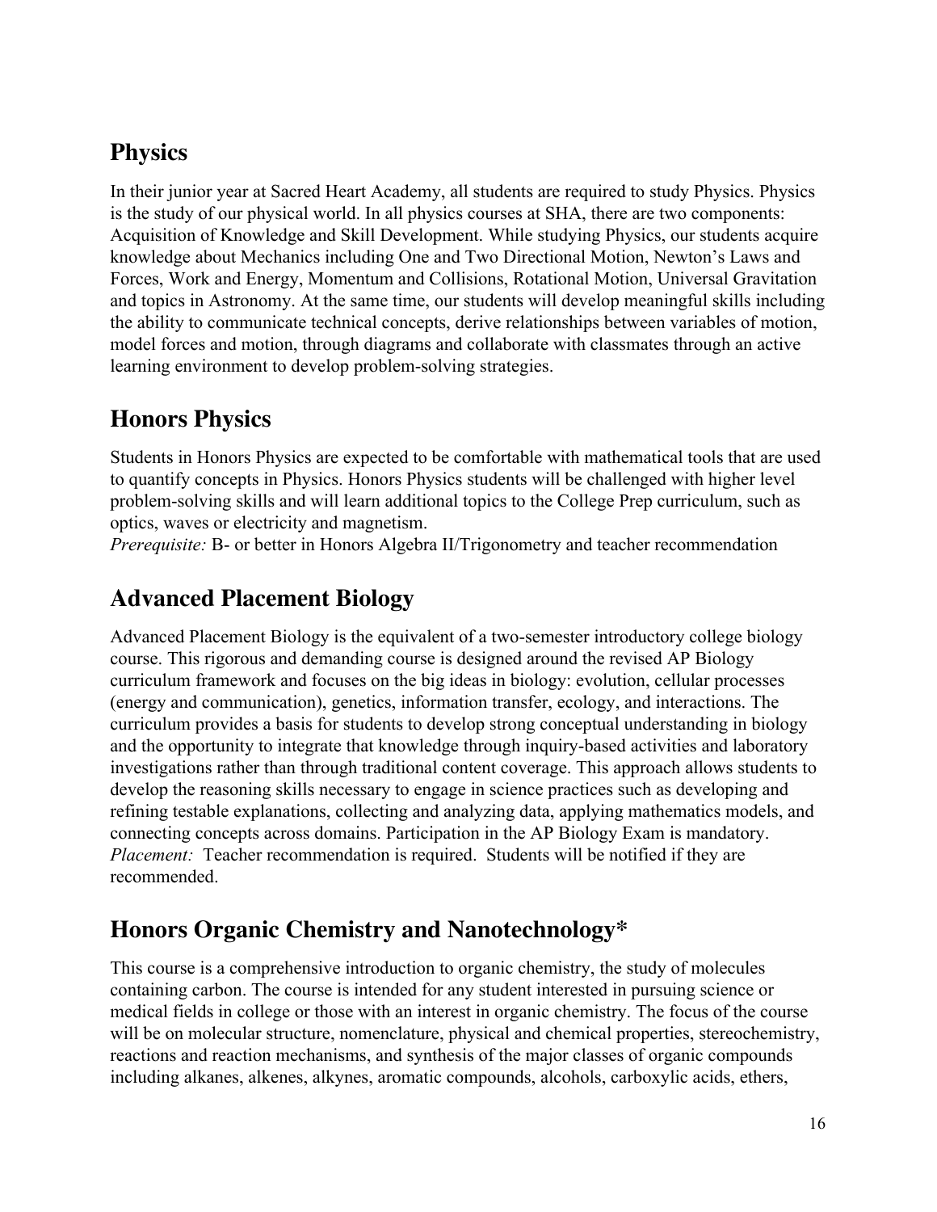## Physics

In their junior year at Sacred Heart Academy, all students are required to study Physics. Physics is the study of our physical world. In all physics courses at SHA, there are two components: Acquisition of Knowledge and Skill Development. While studying Physics, our students acquire knowledge about Mechanics including One and Two Directional Motion, Newton's Laws and Forces, Work and Energy, Momentum and Collisions, Rotational Motion, Universal Gravitation and topics in Astronomy. At the same time, our students will develop meaningful skills including the ability to communicate technical concepts, derive relationships between variables of motion, model forces and motion, through diagrams and collaborate with classmates through an active learning environment to develop problem-solving strategies.

## Honors Physics

Students in Honors Physics are expected to be comfortable with mathematical tools that are used to quantify concepts in Physics. Honors Physics students will be challenged with higher level problem-solving skills and will learn additional topics to the College Prep curriculum, such as optics, waves or electricity and magnetism.
*Prerequisite:* B- or better in Honors Algebra II/Trigonometry and teacher recommendation

## Advanced Placement Biology

Advanced Placement Biology is the equivalent of a two-semester introductory college biology course. This rigorous and demanding course is designed around the revised AP Biology curriculum framework and focuses on the big ideas in biology: evolution, cellular processes (energy and communication), genetics, information transfer, ecology, and interactions. The curriculum provides a basis for students to develop strong conceptual understanding in biology and the opportunity to integrate that knowledge through inquiry-based activities and laboratory investigations rather than through traditional content coverage. This approach allows students to develop the reasoning skills necessary to engage in science practices such as developing and refining testable explanations, collecting and analyzing data, applying mathematics models, and connecting concepts across domains. Participation in the AP Biology Exam is mandatory.
*Placement:* Teacher recommendation is required. Students will be notified if they are recommended.

## Honors Organic Chemistry and Nanotechnology*

This course is a comprehensive introduction to organic chemistry, the study of molecules containing carbon. The course is intended for any student interested in pursuing science or medical fields in college or those with an interest in organic chemistry. The focus of the course will be on molecular structure, nomenclature, physical and chemical properties, stereochemistry, reactions and reaction mechanisms, and synthesis of the major classes of organic compounds including alkanes, alkenes, alkynes, aromatic compounds, alcohols, carboxylic acids, ethers,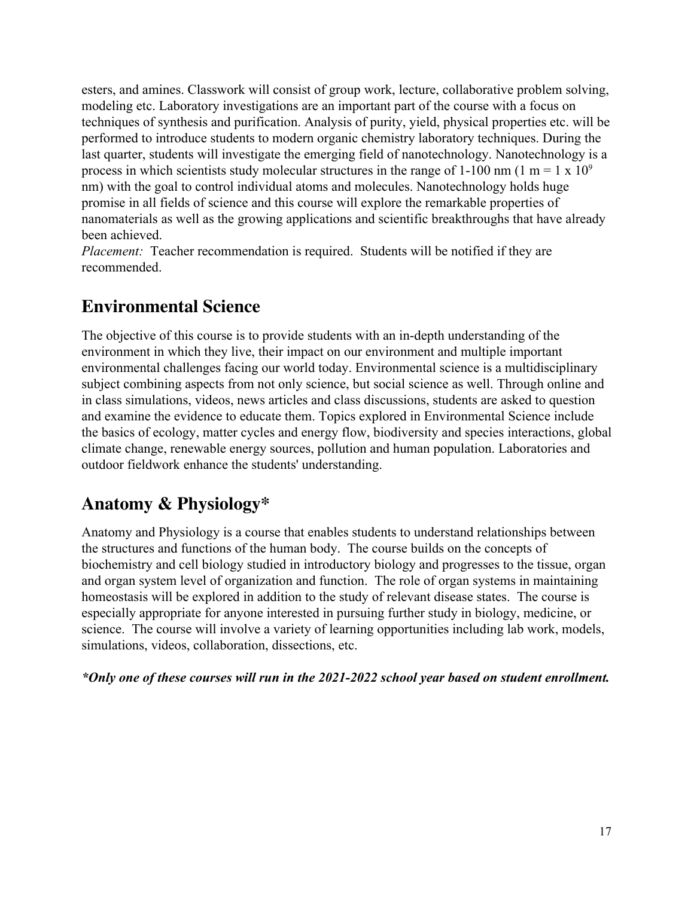esters, and amines. Classwork will consist of group work, lecture, collaborative problem solving, modeling etc. Laboratory investigations are an important part of the course with a focus on techniques of synthesis and purification. Analysis of purity, yield, physical properties etc. will be performed to introduce students to modern organic chemistry laboratory techniques. During the last quarter, students will investigate the emerging field of nanotechnology. Nanotechnology is a process in which scientists study molecular structures in the range of 1-100 nm (1 m = $1 \times 10^9$ nm) with the goal to control individual atoms and molecules. Nanotechnology holds huge promise in all fields of science and this course will explore the remarkable properties of nanomaterials as well as the growing applications and scientific breakthroughs that have already been achieved.

*Placement:* Teacher recommendation is required. Students will be notified if they are recommended.

## Environmental Science

The objective of this course is to provide students with an in-depth understanding of the environment in which they live, their impact on our environment and multiple important environmental challenges facing our world today. Environmental science is a multidisciplinary subject combining aspects from not only science, but social science as well. Through online and in class simulations, videos, news articles and class discussions, students are asked to question and examine the evidence to educate them. Topics explored in Environmental Science include the basics of ecology, matter cycles and energy flow, biodiversity and species interactions, global climate change, renewable energy sources, pollution and human population. Laboratories and outdoor fieldwork enhance the students' understanding.

## Anatomy & Physiology*

Anatomy and Physiology is a course that enables students to understand relationships between the structures and functions of the human body. The course builds on the concepts of biochemistry and cell biology studied in introductory biology and progresses to the tissue, organ and organ system level of organization and function. The role of organ systems in maintaining homeostasis will be explored in addition to the study of relevant disease states. The course is especially appropriate for anyone interested in pursuing further study in biology, medicine, or science. The course will involve a variety of learning opportunities including lab work, models, simulations, videos, collaboration, dissections, etc.

***Only one of these courses will run in the 2021-2022 school year based on student enrollment.***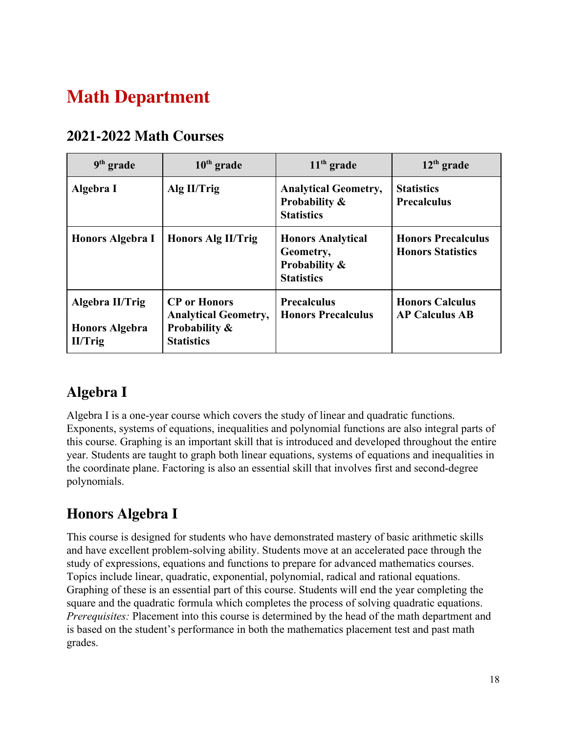# Math Department

## 2021-2022 Math Courses

| 9th grade | 10th grade | 11th grade | 12th grade |
|---|---|---|---|
| **Algebra I** | **Alg II/Trig** | **Analytical Geometry, Probability & Statistics** | **Statistics**<br>**Precalculus** |
| **Honors Algebra I** | **Honors Alg II/Trig** | **Honors Analytical Geometry, Probability & Statistics** | **Honors Precalculus**<br>**Honors Statistics** |
| **Algebra II/Trig**<br><br>**Honors Algebra II/Trig** | **CP or Honors Analytical Geometry, Probability & Statistics** | **Precalculus**<br>**Honors Precalculus** | **Honors Calculus**<br>**AP Calculus AB** |

## Algebra I

Algebra I is a one-year course which covers the study of linear and quadratic functions. Exponents, systems of equations, inequalities and polynomial functions are also integral parts of this course. Graphing is an important skill that is introduced and developed throughout the entire year. Students are taught to graph both linear equations, systems of equations and inequalities in the coordinate plane. Factoring is also an essential skill that involves first and second-degree polynomials.

## Honors Algebra I

This course is designed for students who have demonstrated mastery of basic arithmetic skills and have excellent problem-solving ability. Students move at an accelerated pace through the study of expressions, equations and functions to prepare for advanced mathematics courses. Topics include linear, quadratic, exponential, polynomial, radical and rational equations. Graphing of these is an essential part of this course. Students will end the year completing the square and the quadratic formula which completes the process of solving quadratic equations. *Prerequisites:* Placement into this course is determined by the head of the math department and is based on the student's performance in both the mathematics placement test and past math grades.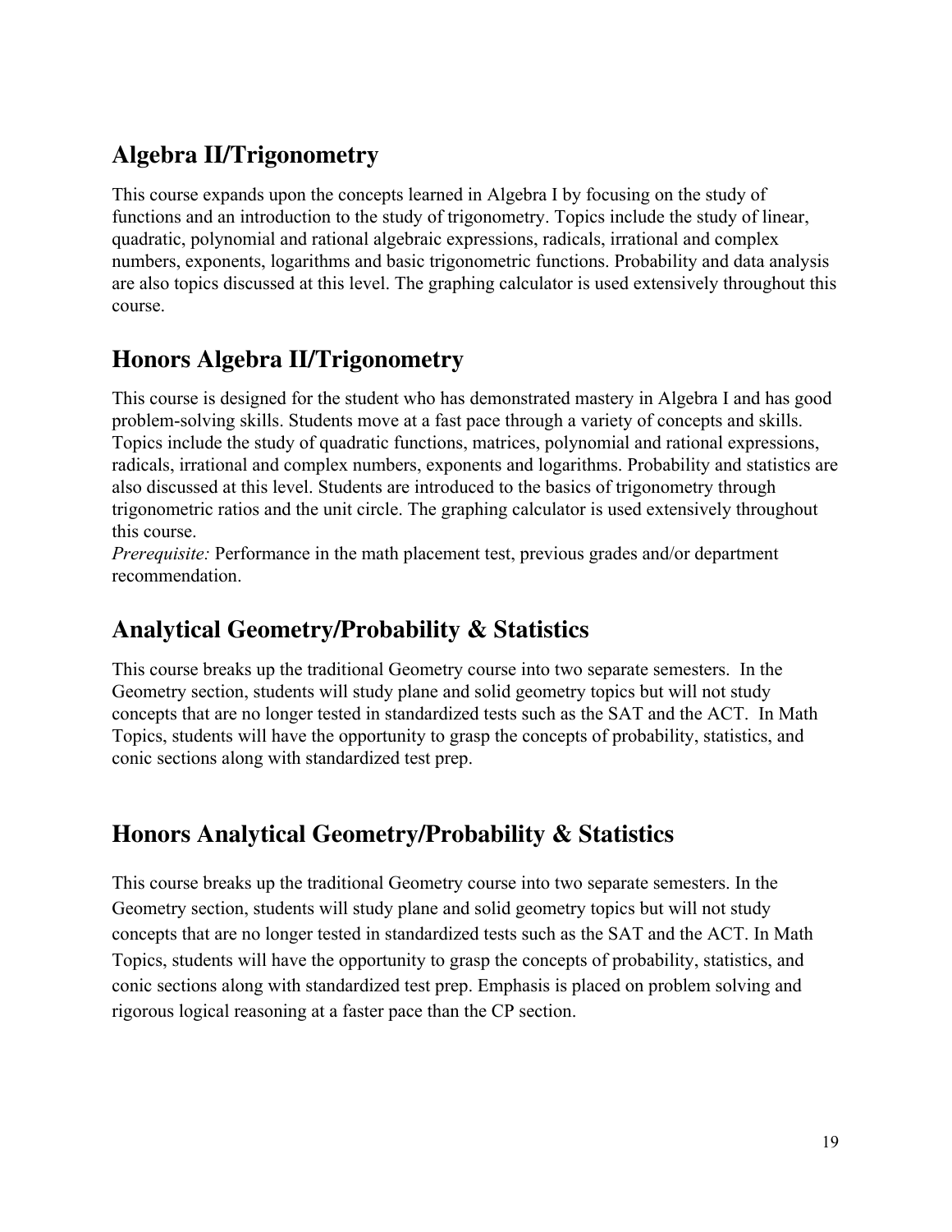## Algebra II/Trigonometry

This course expands upon the concepts learned in Algebra I by focusing on the study of functions and an introduction to the study of trigonometry. Topics include the study of linear, quadratic, polynomial and rational algebraic expressions, radicals, irrational and complex numbers, exponents, logarithms and basic trigonometric functions. Probability and data analysis are also topics discussed at this level. The graphing calculator is used extensively throughout this course.

## Honors Algebra II/Trigonometry

This course is designed for the student who has demonstrated mastery in Algebra I and has good problem-solving skills. Students move at a fast pace through a variety of concepts and skills. Topics include the study of quadratic functions, matrices, polynomial and rational expressions, radicals, irrational and complex numbers, exponents and logarithms. Probability and statistics are also discussed at this level. Students are introduced to the basics of trigonometry through trigonometric ratios and the unit circle. The graphing calculator is used extensively throughout this course.
*Prerequisite:* Performance in the math placement test, previous grades and/or department recommendation.

## Analytical Geometry/Probability & Statistics

This course breaks up the traditional Geometry course into two separate semesters. In the Geometry section, students will study plane and solid geometry topics but will not study concepts that are no longer tested in standardized tests such as the SAT and the ACT. In Math Topics, students will have the opportunity to grasp the concepts of probability, statistics, and conic sections along with standardized test prep.

## Honors Analytical Geometry/Probability & Statistics

This course breaks up the traditional Geometry course into two separate semesters. In the Geometry section, students will study plane and solid geometry topics but will not study concepts that are no longer tested in standardized tests such as the SAT and the ACT. In Math Topics, students will have the opportunity to grasp the concepts of probability, statistics, and conic sections along with standardized test prep. Emphasis is placed on problem solving and rigorous logical reasoning at a faster pace than the CP section.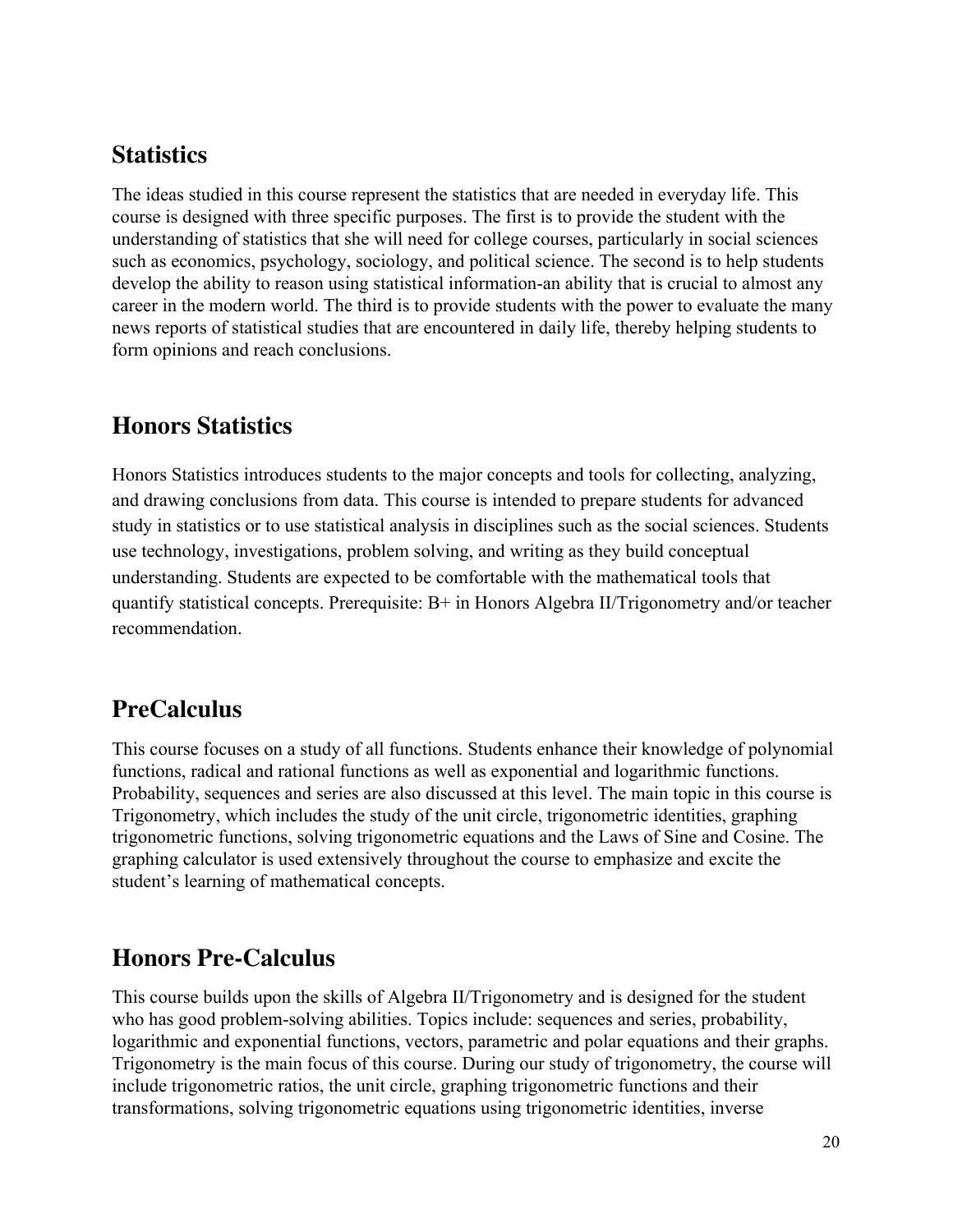## Statistics

The ideas studied in this course represent the statistics that are needed in everyday life. This course is designed with three specific purposes. The first is to provide the student with the understanding of statistics that she will need for college courses, particularly in social sciences such as economics, psychology, sociology, and political science. The second is to help students develop the ability to reason using statistical information-an ability that is crucial to almost any career in the modern world. The third is to provide students with the power to evaluate the many news reports of statistical studies that are encountered in daily life, thereby helping students to form opinions and reach conclusions.

## Honors Statistics

Honors Statistics introduces students to the major concepts and tools for collecting, analyzing, and drawing conclusions from data. This course is intended to prepare students for advanced study in statistics or to use statistical analysis in disciplines such as the social sciences. Students use technology, investigations, problem solving, and writing as they build conceptual understanding. Students are expected to be comfortable with the mathematical tools that quantify statistical concepts. Prerequisite: B+ in Honors Algebra II/Trigonometry and/or teacher recommendation.

## PreCalculus

This course focuses on a study of all functions. Students enhance their knowledge of polynomial functions, radical and rational functions as well as exponential and logarithmic functions. Probability, sequences and series are also discussed at this level. The main topic in this course is Trigonometry, which includes the study of the unit circle, trigonometric identities, graphing trigonometric functions, solving trigonometric equations and the Laws of Sine and Cosine. The graphing calculator is used extensively throughout the course to emphasize and excite the student's learning of mathematical concepts.

## Honors Pre-Calculus

This course builds upon the skills of Algebra II/Trigonometry and is designed for the student who has good problem-solving abilities. Topics include: sequences and series, probability, logarithmic and exponential functions, vectors, parametric and polar equations and their graphs. Trigonometry is the main focus of this course. During our study of trigonometry, the course will include trigonometric ratios, the unit circle, graphing trigonometric functions and their transformations, solving trigonometric equations using trigonometric identities, inverse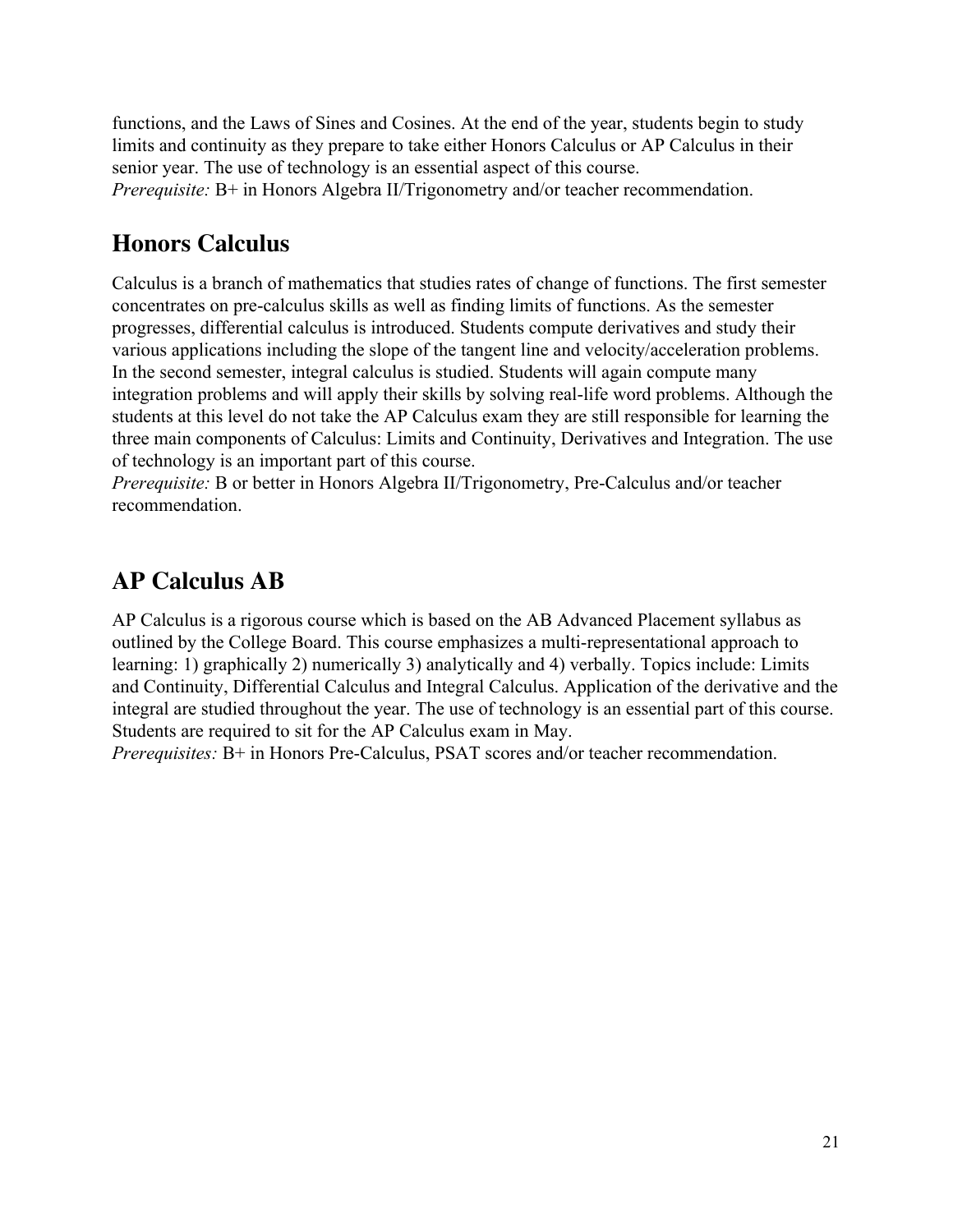functions, and the Laws of Sines and Cosines. At the end of the year, students begin to study limits and continuity as they prepare to take either Honors Calculus or AP Calculus in their senior year. The use of technology is an essential aspect of this course.
*Prerequisite:* B+ in Honors Algebra II/Trigonometry and/or teacher recommendation.

## Honors Calculus

Calculus is a branch of mathematics that studies rates of change of functions. The first semester concentrates on pre-calculus skills as well as finding limits of functions. As the semester progresses, differential calculus is introduced. Students compute derivatives and study their various applications including the slope of the tangent line and velocity/acceleration problems. In the second semester, integral calculus is studied. Students will again compute many integration problems and will apply their skills by solving real-life word problems. Although the students at this level do not take the AP Calculus exam they are still responsible for learning the three main components of Calculus: Limits and Continuity, Derivatives and Integration. The use of technology is an important part of this course.
*Prerequisite:* B or better in Honors Algebra II/Trigonometry, Pre-Calculus and/or teacher recommendation.

## AP Calculus AB

AP Calculus is a rigorous course which is based on the AB Advanced Placement syllabus as outlined by the College Board. This course emphasizes a multi-representational approach to learning: 1) graphically 2) numerically 3) analytically and 4) verbally. Topics include: Limits and Continuity, Differential Calculus and Integral Calculus. Application of the derivative and the integral are studied throughout the year. The use of technology is an essential part of this course. Students are required to sit for the AP Calculus exam in May.
*Prerequisites:* B+ in Honors Pre-Calculus, PSAT scores and/or teacher recommendation.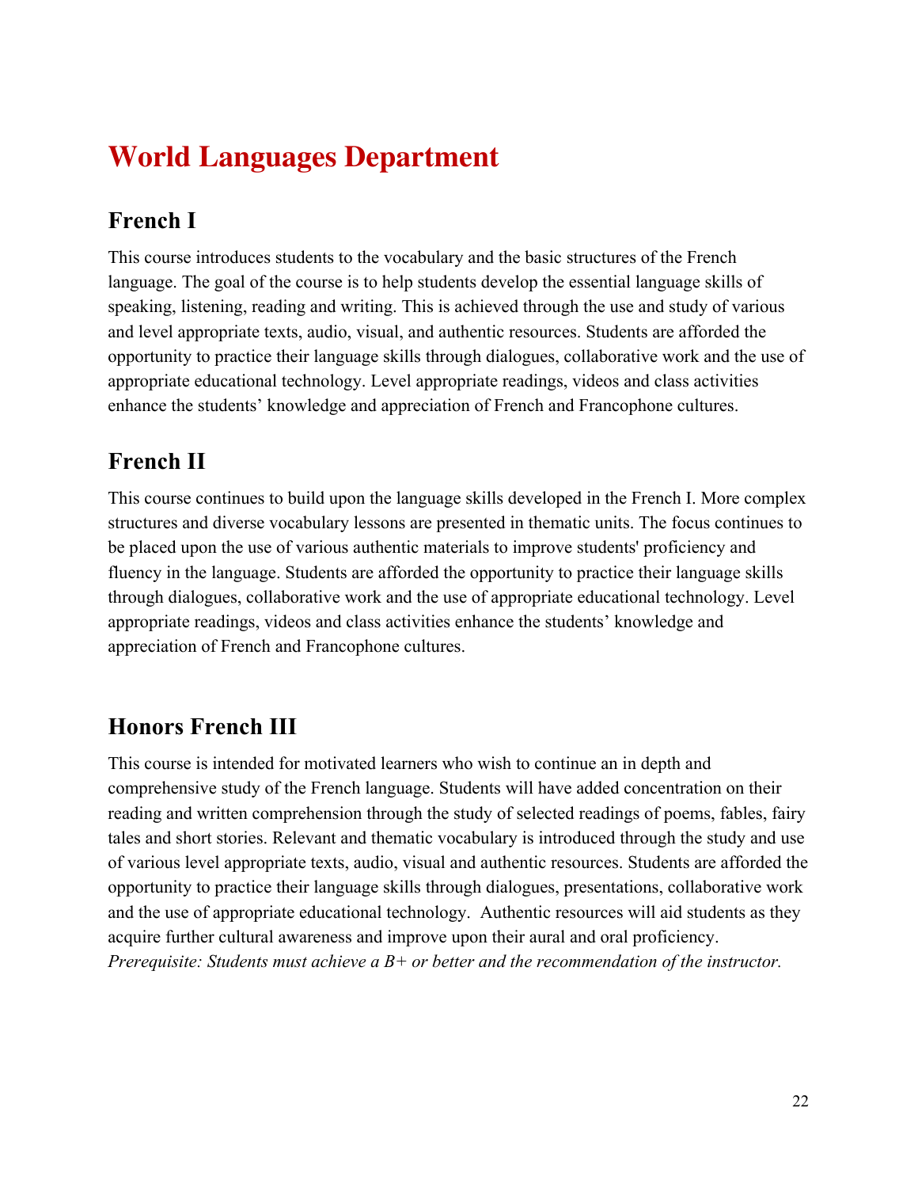# World Languages Department

## French I

This course introduces students to the vocabulary and the basic structures of the French language. The goal of the course is to help students develop the essential language skills of speaking, listening, reading and writing. This is achieved through the use and study of various and level appropriate texts, audio, visual, and authentic resources. Students are afforded the opportunity to practice their language skills through dialogues, collaborative work and the use of appropriate educational technology. Level appropriate readings, videos and class activities enhance the students' knowledge and appreciation of French and Francophone cultures.

## French II

This course continues to build upon the language skills developed in the French I. More complex structures and diverse vocabulary lessons are presented in thematic units. The focus continues to be placed upon the use of various authentic materials to improve students' proficiency and fluency in the language. Students are afforded the opportunity to practice their language skills through dialogues, collaborative work and the use of appropriate educational technology. Level appropriate readings, videos and class activities enhance the students' knowledge and appreciation of French and Francophone cultures.

## Honors French III

This course is intended for motivated learners who wish to continue an in depth and comprehensive study of the French language. Students will have added concentration on their reading and written comprehension through the study of selected readings of poems, fables, fairy tales and short stories. Relevant and thematic vocabulary is introduced through the study and use of various level appropriate texts, audio, visual and authentic resources. Students are afforded the opportunity to practice their language skills through dialogues, presentations, collaborative work and the use of appropriate educational technology. Authentic resources will aid students as they acquire further cultural awareness and improve upon their aural and oral proficiency.
*Prerequisite: Students must achieve a B+ or better and the recommendation of the instructor.*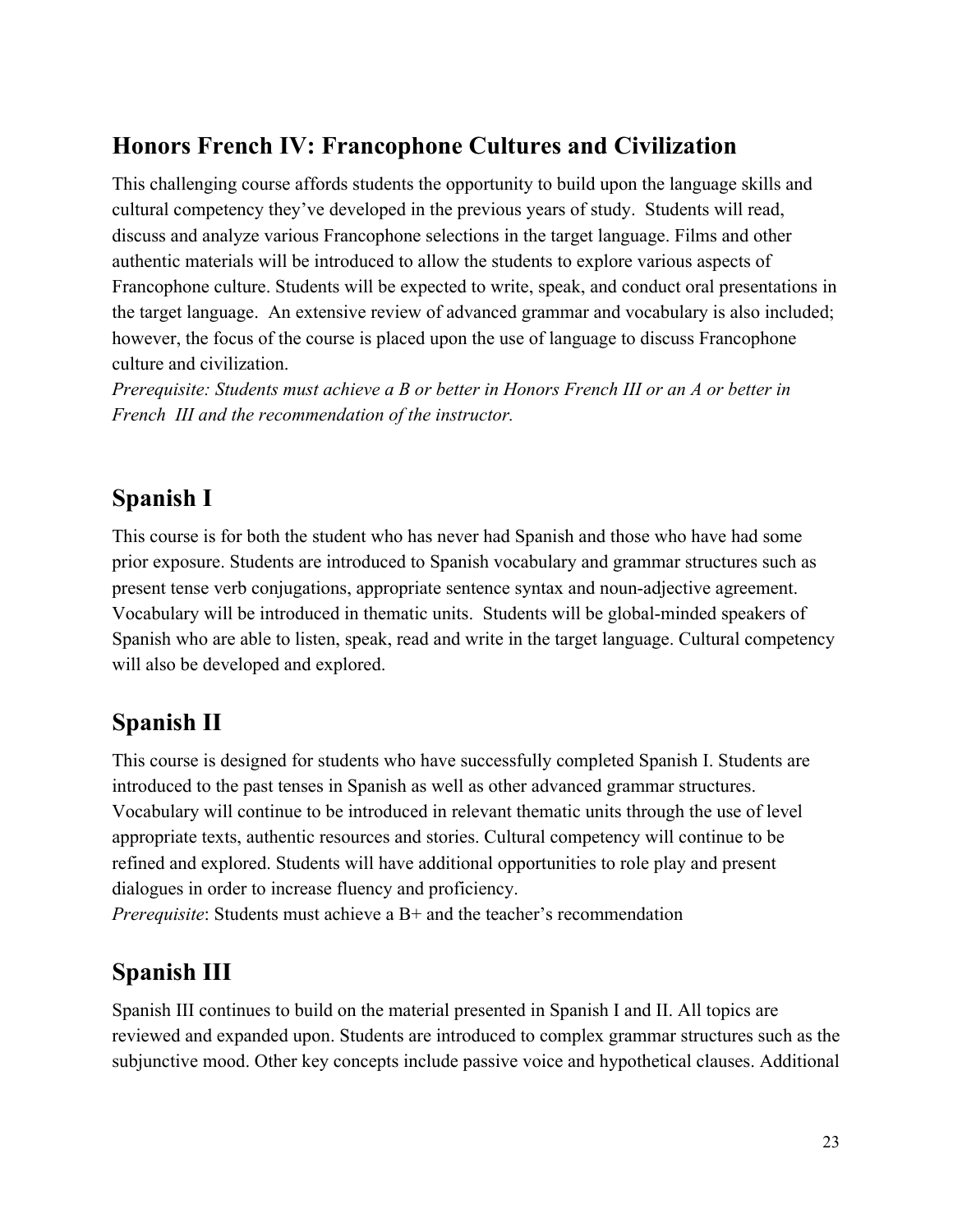## Honors French IV: Francophone Cultures and Civilization

This challenging course affords students the opportunity to build upon the language skills and cultural competency they've developed in the previous years of study. Students will read, discuss and analyze various Francophone selections in the target language. Films and other authentic materials will be introduced to allow the students to explore various aspects of Francophone culture. Students will be expected to write, speak, and conduct oral presentations in the target language. An extensive review of advanced grammar and vocabulary is also included; however, the focus of the course is placed upon the use of language to discuss Francophone culture and civilization.
*Prerequisite: Students must achieve a B or better in Honors French III or an A or better in French III and the recommendation of the instructor.*

## Spanish I

This course is for both the student who has never had Spanish and those who have had some prior exposure. Students are introduced to Spanish vocabulary and grammar structures such as present tense verb conjugations, appropriate sentence syntax and noun-adjective agreement. Vocabulary will be introduced in thematic units. Students will be global-minded speakers of Spanish who are able to listen, speak, read and write in the target language. Cultural competency will also be developed and explored.

## Spanish II

This course is designed for students who have successfully completed Spanish I. Students are introduced to the past tenses in Spanish as well as other advanced grammar structures. Vocabulary will continue to be introduced in relevant thematic units through the use of level appropriate texts, authentic resources and stories. Cultural competency will continue to be refined and explored. Students will have additional opportunities to role play and present dialogues in order to increase fluency and proficiency.
*Prerequisite*: Students must achieve a B+ and the teacher's recommendation

## Spanish III

Spanish III continues to build on the material presented in Spanish I and II. All topics are reviewed and expanded upon. Students are introduced to complex grammar structures such as the subjunctive mood. Other key concepts include passive voice and hypothetical clauses. Additional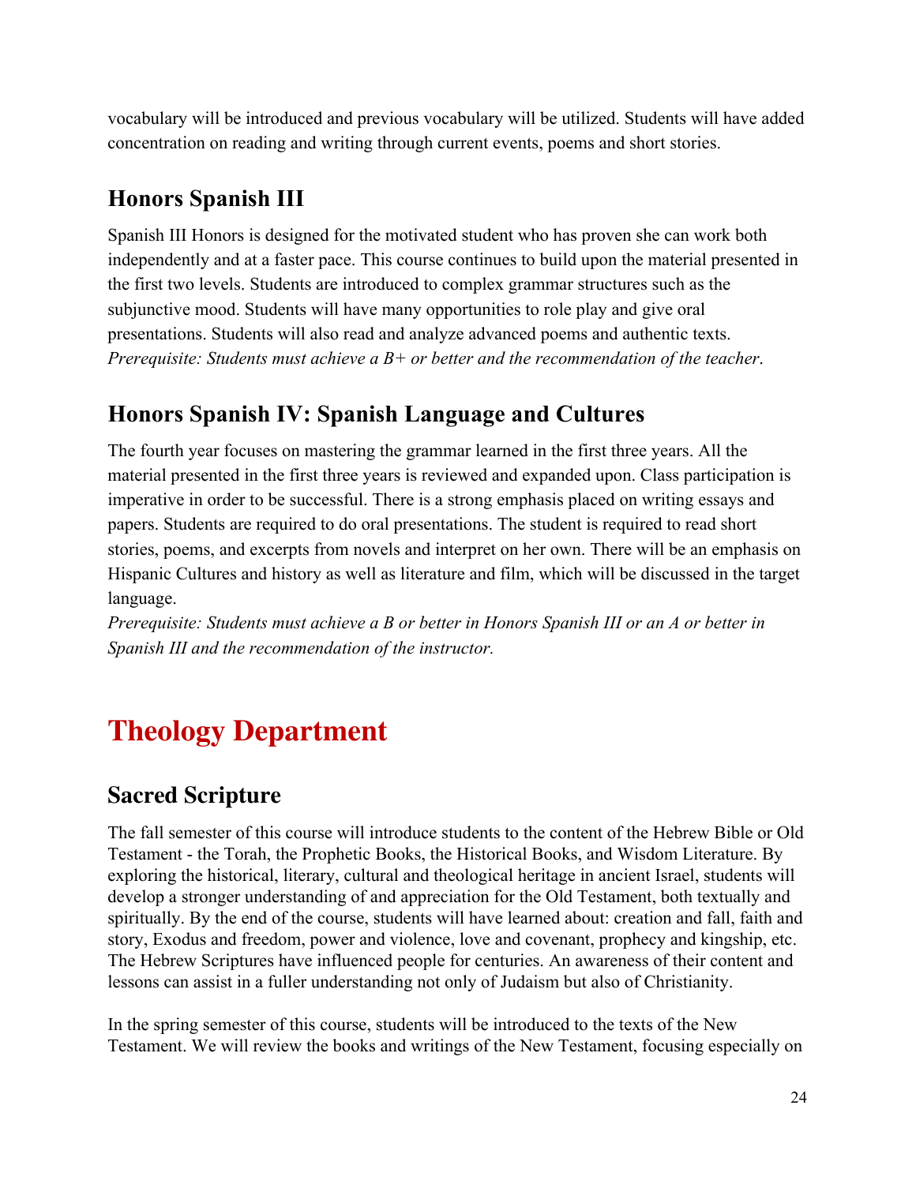vocabulary will be introduced and previous vocabulary will be utilized. Students will have added concentration on reading and writing through current events, poems and short stories.

## Honors Spanish III

Spanish III Honors is designed for the motivated student who has proven she can work both independently and at a faster pace. This course continues to build upon the material presented in the first two levels. Students are introduced to complex grammar structures such as the subjunctive mood. Students will have many opportunities to role play and give oral presentations. Students will also read and analyze advanced poems and authentic texts.
*Prerequisite: Students must achieve a B+ or better and the recommendation of the teacher.*

## Honors Spanish IV: Spanish Language and Cultures

The fourth year focuses on mastering the grammar learned in the first three years. All the material presented in the first three years is reviewed and expanded upon. Class participation is imperative in order to be successful. There is a strong emphasis placed on writing essays and papers. Students are required to do oral presentations. The student is required to read short stories, poems, and excerpts from novels and interpret on her own. There will be an emphasis on Hispanic Cultures and history as well as literature and film, which will be discussed in the target language.
*Prerequisite: Students must achieve a B or better in Honors Spanish III or an A or better in Spanish III and the recommendation of the instructor.*

# Theology Department

## Sacred Scripture

The fall semester of this course will introduce students to the content of the Hebrew Bible or Old Testament - the Torah, the Prophetic Books, the Historical Books, and Wisdom Literature. By exploring the historical, literary, cultural and theological heritage in ancient Israel, students will develop a stronger understanding of and appreciation for the Old Testament, both textually and spiritually. By the end of the course, students will have learned about: creation and fall, faith and story, Exodus and freedom, power and violence, love and covenant, prophecy and kingship, etc. The Hebrew Scriptures have influenced people for centuries. An awareness of their content and lessons can assist in a fuller understanding not only of Judaism but also of Christianity.

In the spring semester of this course, students will be introduced to the texts of the New Testament. We will review the books and writings of the New Testament, focusing especially on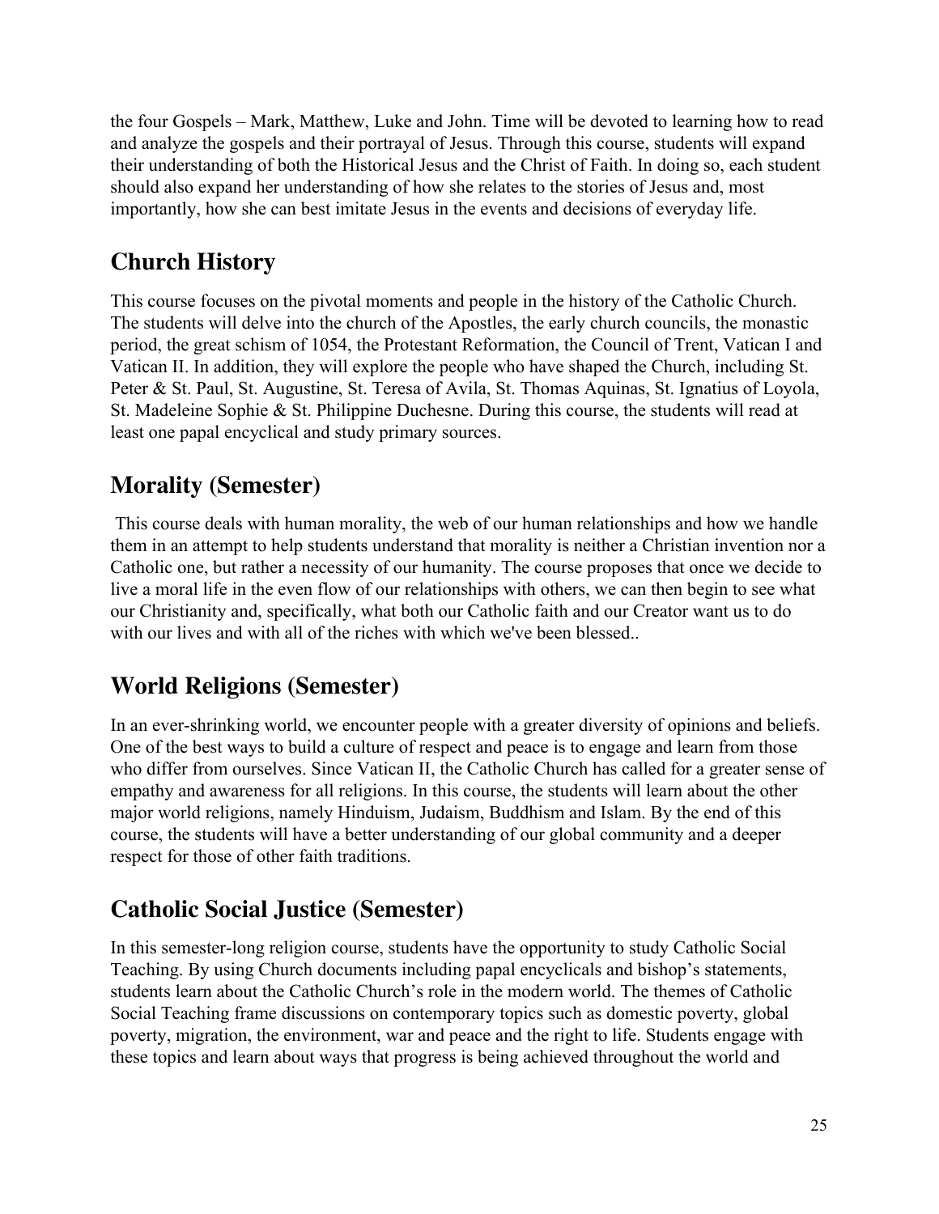the four Gospels – Mark, Matthew, Luke and John. Time will be devoted to learning how to read and analyze the gospels and their portrayal of Jesus. Through this course, students will expand their understanding of both the Historical Jesus and the Christ of Faith. In doing so, each student should also expand her understanding of how she relates to the stories of Jesus and, most importantly, how she can best imitate Jesus in the events and decisions of everyday life.

## Church History

This course focuses on the pivotal moments and people in the history of the Catholic Church. The students will delve into the church of the Apostles, the early church councils, the monastic period, the great schism of 1054, the Protestant Reformation, the Council of Trent, Vatican I and Vatican II. In addition, they will explore the people who have shaped the Church, including St. Peter & St. Paul, St. Augustine, St. Teresa of Avila, St. Thomas Aquinas, St. Ignatius of Loyola, St. Madeleine Sophie & St. Philippine Duchesne. During this course, the students will read at least one papal encyclical and study primary sources.

## Morality (Semester)

This course deals with human morality, the web of our human relationships and how we handle them in an attempt to help students understand that morality is neither a Christian invention nor a Catholic one, but rather a necessity of our humanity. The course proposes that once we decide to live a moral life in the even flow of our relationships with others, we can then begin to see what our Christianity and, specifically, what both our Catholic faith and our Creator want us to do with our lives and with all of the riches with which we've been blessed..

## World Religions (Semester)

In an ever-shrinking world, we encounter people with a greater diversity of opinions and beliefs. One of the best ways to build a culture of respect and peace is to engage and learn from those who differ from ourselves. Since Vatican II, the Catholic Church has called for a greater sense of empathy and awareness for all religions. In this course, the students will learn about the other major world religions, namely Hinduism, Judaism, Buddhism and Islam. By the end of this course, the students will have a better understanding of our global community and a deeper respect for those of other faith traditions.

## Catholic Social Justice (Semester)

In this semester-long religion course, students have the opportunity to study Catholic Social Teaching. By using Church documents including papal encyclicals and bishop's statements, students learn about the Catholic Church's role in the modern world. The themes of Catholic Social Teaching frame discussions on contemporary topics such as domestic poverty, global poverty, migration, the environment, war and peace and the right to life. Students engage with these topics and learn about ways that progress is being achieved throughout the world and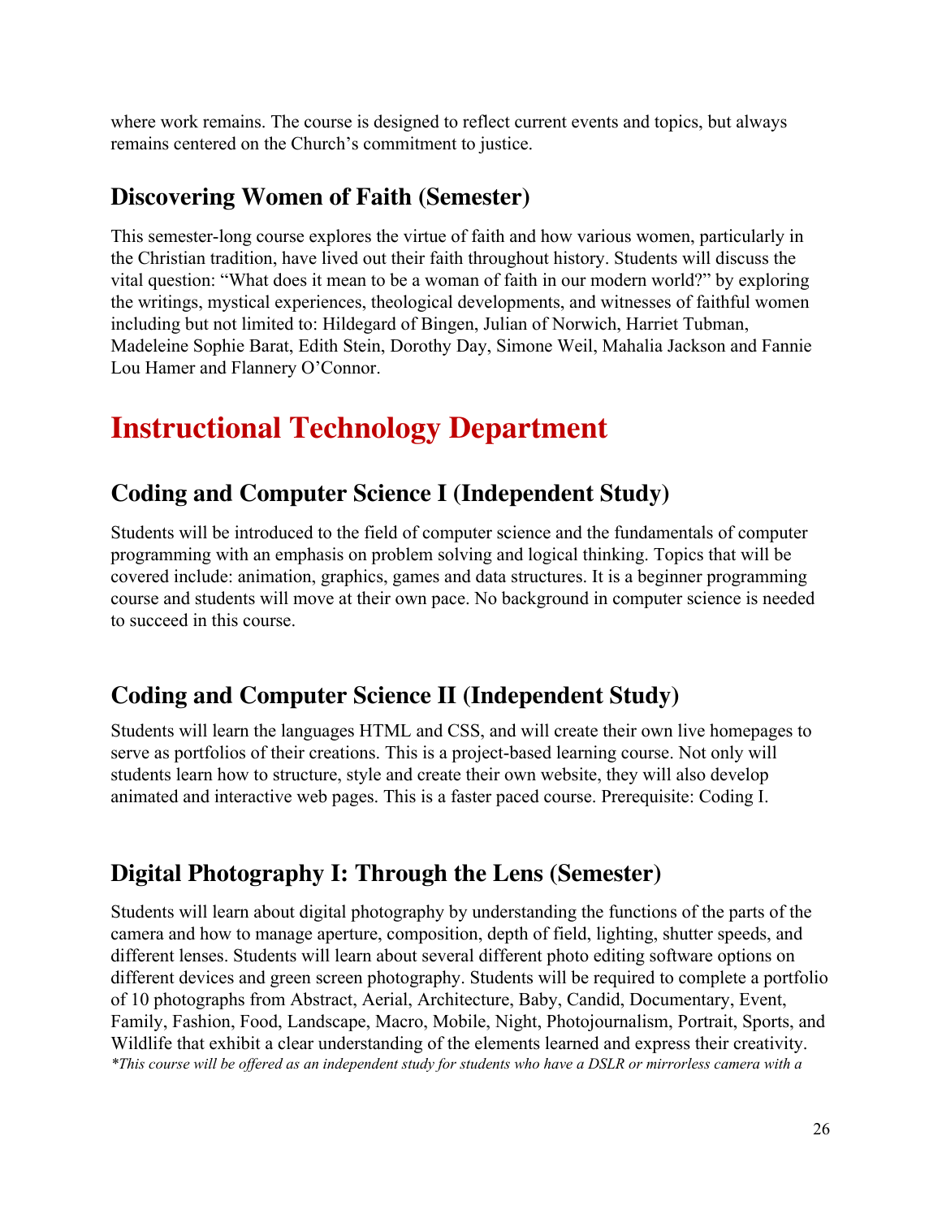where work remains. The course is designed to reflect current events and topics, but always remains centered on the Church's commitment to justice.

### Discovering Women of Faith (Semester)

This semester-long course explores the virtue of faith and how various women, particularly in the Christian tradition, have lived out their faith throughout history. Students will discuss the vital question: "What does it mean to be a woman of faith in our modern world?" by exploring the writings, mystical experiences, theological developments, and witnesses of faithful women including but not limited to: Hildegard of Bingen, Julian of Norwich, Harriet Tubman, Madeleine Sophie Barat, Edith Stein, Dorothy Day, Simone Weil, Mahalia Jackson and Fannie Lou Hamer and Flannery O'Connor.

## Instructional Technology Department

### Coding and Computer Science I (Independent Study)

Students will be introduced to the field of computer science and the fundamentals of computer programming with an emphasis on problem solving and logical thinking. Topics that will be covered include: animation, graphics, games and data structures. It is a beginner programming course and students will move at their own pace. No background in computer science is needed to succeed in this course.

### Coding and Computer Science II (Independent Study)

Students will learn the languages HTML and CSS, and will create their own live homepages to serve as portfolios of their creations. This is a project-based learning course. Not only will students learn how to structure, style and create their own website, they will also develop animated and interactive web pages. This is a faster paced course. Prerequisite: Coding I.

### Digital Photography I: Through the Lens (Semester)

Students will learn about digital photography by understanding the functions of the parts of the camera and how to manage aperture, composition, depth of field, lighting, shutter speeds, and different lenses. Students will learn about several different photo editing software options on different devices and green screen photography. Students will be required to complete a portfolio of 10 photographs from Abstract, Aerial, Architecture, Baby, Candid, Documentary, Event, Family, Fashion, Food, Landscape, Macro, Mobile, Night, Photojournalism, Portrait, Sports, and Wildlife that exhibit a clear understanding of the elements learned and express their creativity.
*\*This course will be offered as an independent study for students who have a DSLR or mirrorless camera with a*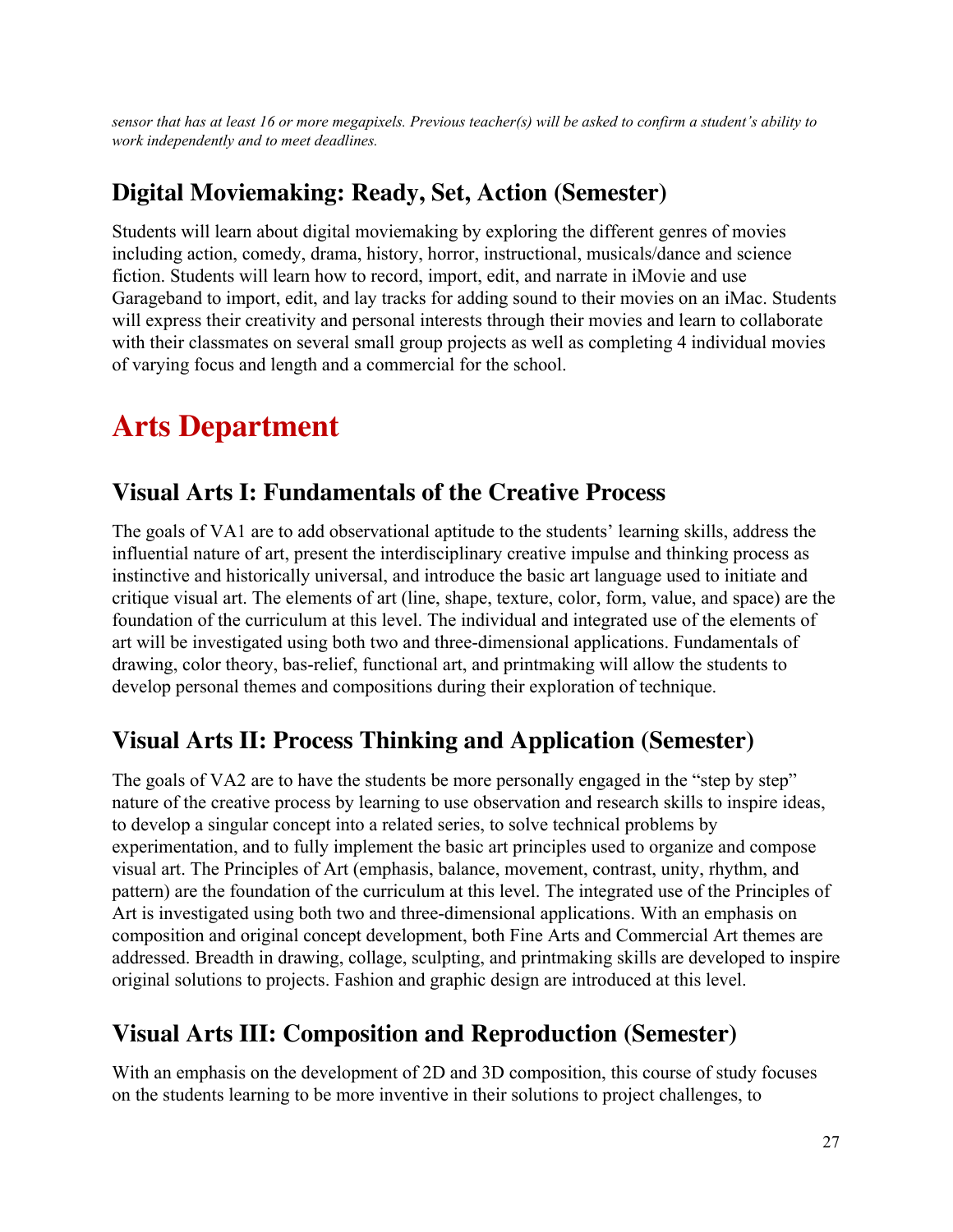*sensor that has at least 16 or more megapixels. Previous teacher(s) will be asked to confirm a student's ability to work independently and to meet deadlines.*

## Digital Moviemaking: Ready, Set, Action (Semester)

Students will learn about digital moviemaking by exploring the different genres of movies including action, comedy, drama, history, horror, instructional, musicals/dance and science fiction. Students will learn how to record, import, edit, and narrate in iMovie and use Garageband to import, edit, and lay tracks for adding sound to their movies on an iMac. Students will express their creativity and personal interests through their movies and learn to collaborate with their classmates on several small group projects as well as completing 4 individual movies of varying focus and length and a commercial for the school.

# Arts Department

## Visual Arts I: Fundamentals of the Creative Process

The goals of VA1 are to add observational aptitude to the students' learning skills, address the influential nature of art, present the interdisciplinary creative impulse and thinking process as instinctive and historically universal, and introduce the basic art language used to initiate and critique visual art. The elements of art (line, shape, texture, color, form, value, and space) are the foundation of the curriculum at this level. The individual and integrated use of the elements of art will be investigated using both two and three-dimensional applications. Fundamentals of drawing, color theory, bas-relief, functional art, and printmaking will allow the students to develop personal themes and compositions during their exploration of technique.

## Visual Arts II: Process Thinking and Application (Semester)

The goals of VA2 are to have the students be more personally engaged in the "step by step" nature of the creative process by learning to use observation and research skills to inspire ideas, to develop a singular concept into a related series, to solve technical problems by experimentation, and to fully implement the basic art principles used to organize and compose visual art. The Principles of Art (emphasis, balance, movement, contrast, unity, rhythm, and pattern) are the foundation of the curriculum at this level. The integrated use of the Principles of Art is investigated using both two and three-dimensional applications. With an emphasis on composition and original concept development, both Fine Arts and Commercial Art themes are addressed. Breadth in drawing, collage, sculpting, and printmaking skills are developed to inspire original solutions to projects. Fashion and graphic design are introduced at this level.

## Visual Arts III: Composition and Reproduction (Semester)

With an emphasis on the development of 2D and 3D composition, this course of study focuses on the students learning to be more inventive in their solutions to project challenges, to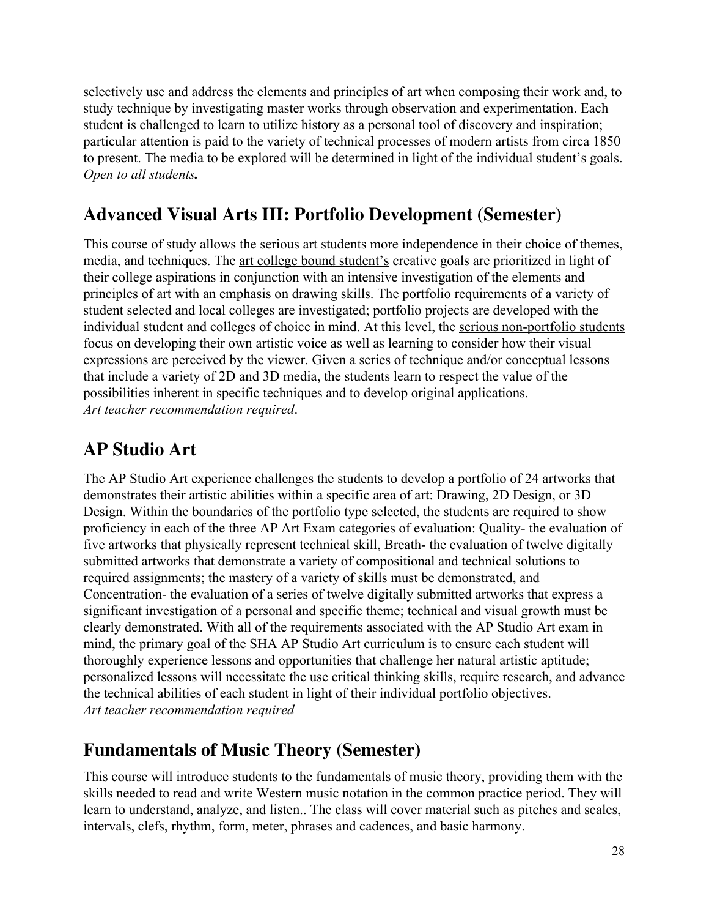selectively use and address the elements and principles of art when composing their work and, to study technique by investigating master works through observation and experimentation. Each student is challenged to learn to utilize history as a personal tool of discovery and inspiration; particular attention is paid to the variety of technical processes of modern artists from circa 1850 to present. The media to be explored will be determined in light of the individual student's goals. *Open to all students***.**

## Advanced Visual Arts III: Portfolio Development (Semester)

This course of study allows the serious art students more independence in their choice of themes, media, and techniques. The art college bound student's creative goals are prioritized in light of their college aspirations in conjunction with an intensive investigation of the elements and principles of art with an emphasis on drawing skills. The portfolio requirements of a variety of student selected and local colleges are investigated; portfolio projects are developed with the individual student and colleges of choice in mind. At this level, the serious non-portfolio students focus on developing their own artistic voice as well as learning to consider how their visual expressions are perceived by the viewer. Given a series of technique and/or conceptual lessons that include a variety of 2D and 3D media, the students learn to respect the value of the possibilities inherent in specific techniques and to develop original applications.
*Art teacher recommendation required*.

## AP Studio Art

The AP Studio Art experience challenges the students to develop a portfolio of 24 artworks that demonstrates their artistic abilities within a specific area of art: Drawing, 2D Design, or 3D Design. Within the boundaries of the portfolio type selected, the students are required to show proficiency in each of the three AP Art Exam categories of evaluation: Quality- the evaluation of five artworks that physically represent technical skill, Breath- the evaluation of twelve digitally submitted artworks that demonstrate a variety of compositional and technical solutions to required assignments; the mastery of a variety of skills must be demonstrated, and Concentration- the evaluation of a series of twelve digitally submitted artworks that express a significant investigation of a personal and specific theme; technical and visual growth must be clearly demonstrated. With all of the requirements associated with the AP Studio Art exam in mind, the primary goal of the SHA AP Studio Art curriculum is to ensure each student will thoroughly experience lessons and opportunities that challenge her natural artistic aptitude; personalized lessons will necessitate the use critical thinking skills, require research, and advance the technical abilities of each student in light of their individual portfolio objectives.
*Art teacher recommendation required*

## Fundamentals of Music Theory (Semester)

This course will introduce students to the fundamentals of music theory, providing them with the skills needed to read and write Western music notation in the common practice period. They will learn to understand, analyze, and listen.. The class will cover material such as pitches and scales, intervals, clefs, rhythm, form, meter, phrases and cadences, and basic harmony.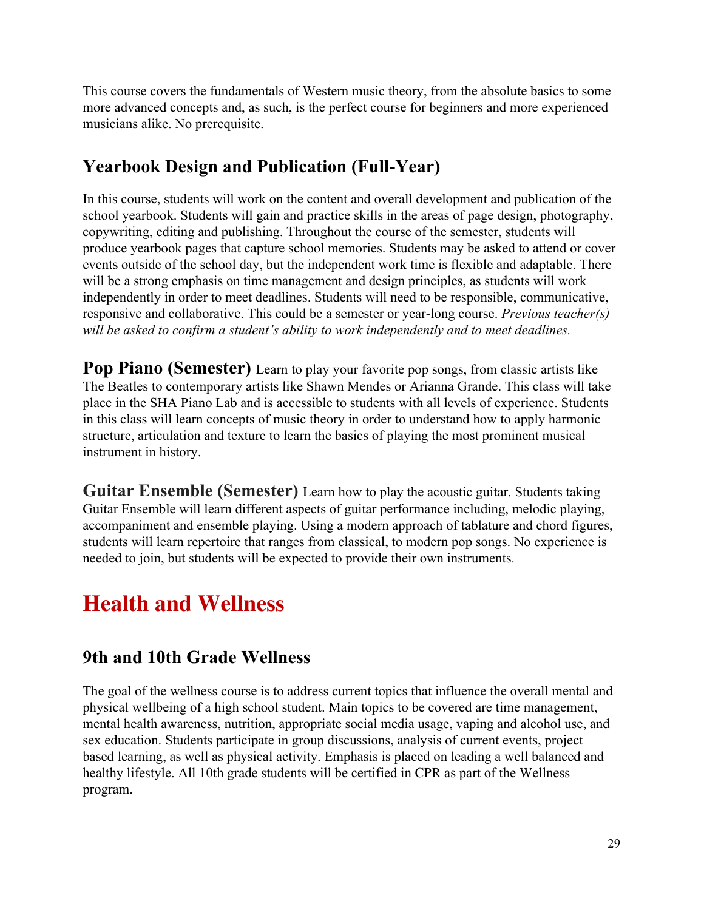This course covers the fundamentals of Western music theory, from the absolute basics to some more advanced concepts and, as such, is the perfect course for beginners and more experienced musicians alike. No prerequisite.

### Yearbook Design and Publication (Full-Year)

In this course, students will work on the content and overall development and publication of the school yearbook. Students will gain and practice skills in the areas of page design, photography, copywriting, editing and publishing. Throughout the course of the semester, students will produce yearbook pages that capture school memories. Students may be asked to attend or cover events outside of the school day, but the independent work time is flexible and adaptable. There will be a strong emphasis on time management and design principles, as students will work independently in order to meet deadlines. Students will need to be responsible, communicative, responsive and collaborative. This could be a semester or year-long course. *Previous teacher(s) will be asked to confirm a student's ability to work independently and to meet deadlines.*

**Pop Piano (Semester)** Learn to play your favorite pop songs, from classic artists like The Beatles to contemporary artists like Shawn Mendes or Arianna Grande. This class will take place in the SHA Piano Lab and is accessible to students with all levels of experience. Students in this class will learn concepts of music theory in order to understand how to apply harmonic structure, articulation and texture to learn the basics of playing the most prominent musical instrument in history.

**Guitar Ensemble (Semester)** Learn how to play the acoustic guitar. Students taking Guitar Ensemble will learn different aspects of guitar performance including, melodic playing, accompaniment and ensemble playing. Using a modern approach of tablature and chord figures, students will learn repertoire that ranges from classical, to modern pop songs. No experience is needed to join, but students will be expected to provide their own instruments.

## Health and Wellness

### 9th and 10th Grade Wellness

The goal of the wellness course is to address current topics that influence the overall mental and physical wellbeing of a high school student. Main topics to be covered are time management, mental health awareness, nutrition, appropriate social media usage, vaping and alcohol use, and sex education. Students participate in group discussions, analysis of current events, project based learning, as well as physical activity. Emphasis is placed on leading a well balanced and healthy lifestyle. All 10th grade students will be certified in CPR as part of the Wellness program.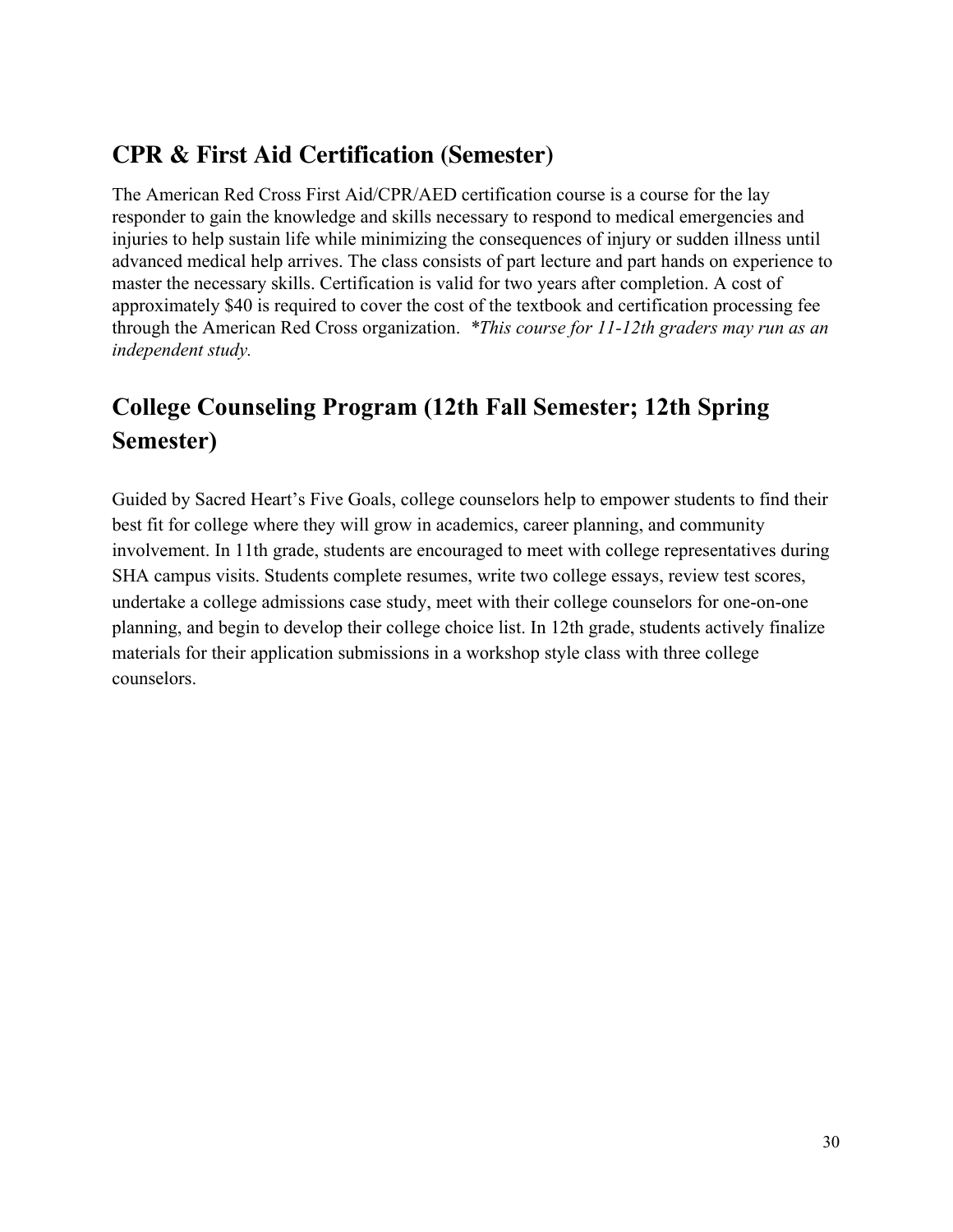## CPR & First Aid Certification (Semester)

The American Red Cross First Aid/CPR/AED certification course is a course for the lay responder to gain the knowledge and skills necessary to respond to medical emergencies and injuries to help sustain life while minimizing the consequences of injury or sudden illness until advanced medical help arrives. The class consists of part lecture and part hands on experience to master the necessary skills. Certification is valid for two years after completion. A cost of approximately $40 is required to cover the cost of the textbook and certification processing fee through the American Red Cross organization. *\*This course for 11-12th graders may run as an independent study.*

## College Counseling Program (12th Fall Semester; 12th Spring Semester)

Guided by Sacred Heart's Five Goals, college counselors help to empower students to find their best fit for college where they will grow in academics, career planning, and community involvement. In 11th grade, students are encouraged to meet with college representatives during SHA campus visits. Students complete resumes, write two college essays, review test scores, undertake a college admissions case study, meet with their college counselors for one-on-one planning, and begin to develop their college choice list. In 12th grade, students actively finalize materials for their application submissions in a workshop style class with three college counselors.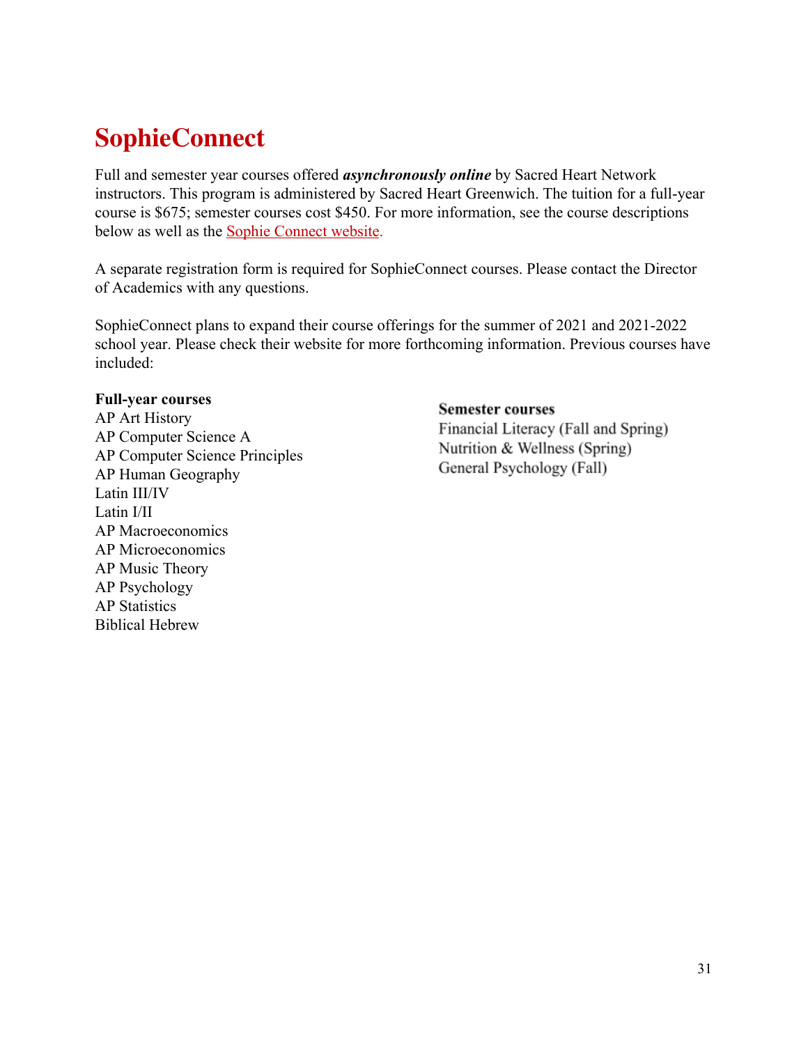# SophieConnect

Full and semester year courses offered ***asynchronously online*** by Sacred Heart Network instructors. This program is administered by Sacred Heart Greenwich. The tuition for a full-year course is $675; semester courses cost $450. For more information, see the course descriptions below as well as the Sophie Connect website.

A separate registration form is required for SophieConnect courses. Please contact the Director of Academics with any questions.

SophieConnect plans to expand their course offerings for the summer of 2021 and 2021-2022 school year. Please check their website for more forthcoming information. Previous courses have included:

**Full-year courses**
AP Art History
AP Computer Science A
AP Computer Science Principles
AP Human Geography
Latin III/IV
Latin I/II
AP Macroeconomics
AP Microeconomics
AP Music Theory
AP Psychology
AP Statistics
Biblical Hebrew

**Semester courses**
Financial Literacy (Fall and Spring)
Nutrition & Wellness (Spring)
General Psychology (Fall)